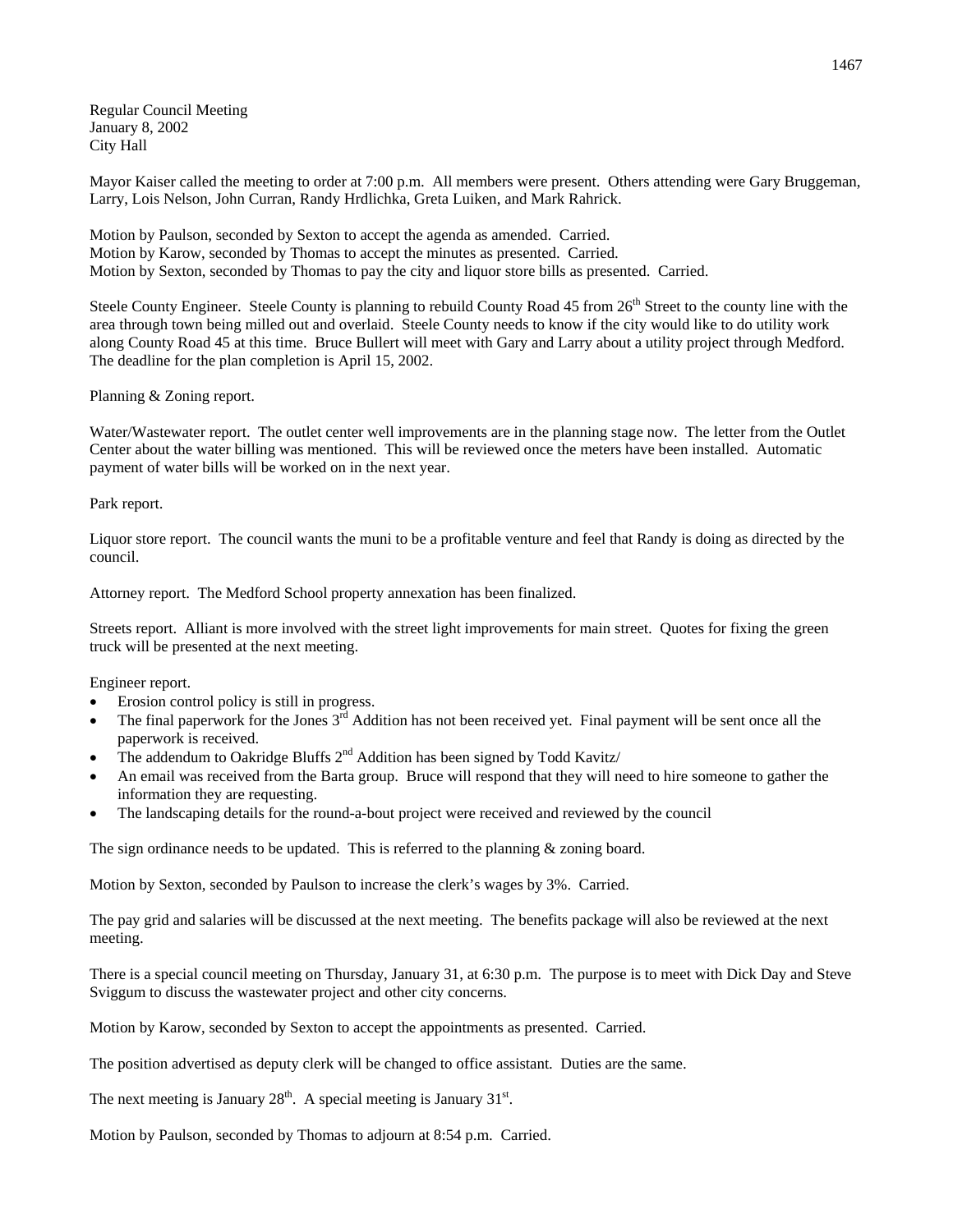Regular Council Meeting
January 8, 2002
City Hall

Mayor Kaiser called the meeting to order at 7:00 p.m. All members were present. Others attending were Gary Bruggeman, Larry, Lois Nelson, John Curran, Randy Hrdlichka, Greta Luiken, and Mark Rahrick.

Motion by Paulson, seconded by Sexton to accept the agenda as amended. Carried.
Motion by Karow, seconded by Thomas to accept the minutes as presented. Carried.
Motion by Sexton, seconded by Thomas to pay the city and liquor store bills as presented. Carried.

Steele County Engineer. Steele County is planning to rebuild County Road 45 from 26th Street to the county line with the area through town being milled out and overlaid. Steele County needs to know if the city would like to do utility work along County Road 45 at this time. Bruce Bullert will meet with Gary and Larry about a utility project through Medford. The deadline for the plan completion is April 15, 2002.

Planning & Zoning report.

Water/Wastewater report. The outlet center well improvements are in the planning stage now. The letter from the Outlet Center about the water billing was mentioned. This will be reviewed once the meters have been installed. Automatic payment of water bills will be worked on in the next year.

Park report.

Liquor store report. The council wants the muni to be a profitable venture and feel that Randy is doing as directed by the council.

Attorney report. The Medford School property annexation has been finalized.

Streets report. Alliant is more involved with the street light improvements for main street. Quotes for fixing the green truck will be presented at the next meeting.

Engineer report.

- Erosion control policy is still in progress.
- The final paperwork for the Jones 3rd Addition has not been received yet. Final payment will be sent once all the paperwork is received.
- The addendum to Oakridge Bluffs 2nd Addition has been signed by Todd Kavitz/
- An email was received from the Barta group. Bruce will respond that they will need to hire someone to gather the information they are requesting.
- The landscaping details for the round-a-bout project were received and reviewed by the council

The sign ordinance needs to be updated. This is referred to the planning & zoning board.

Motion by Sexton, seconded by Paulson to increase the clerk's wages by 3%. Carried.

The pay grid and salaries will be discussed at the next meeting. The benefits package will also be reviewed at the next meeting.

There is a special council meeting on Thursday, January 31, at 6:30 p.m. The purpose is to meet with Dick Day and Steve Sviggum to discuss the wastewater project and other city concerns.

Motion by Karow, seconded by Sexton to accept the appointments as presented. Carried.

The position advertised as deputy clerk will be changed to office assistant. Duties are the same.

The next meeting is January 28th. A special meeting is January 31st.

Motion by Paulson, seconded by Thomas to adjourn at 8:54 p.m. Carried.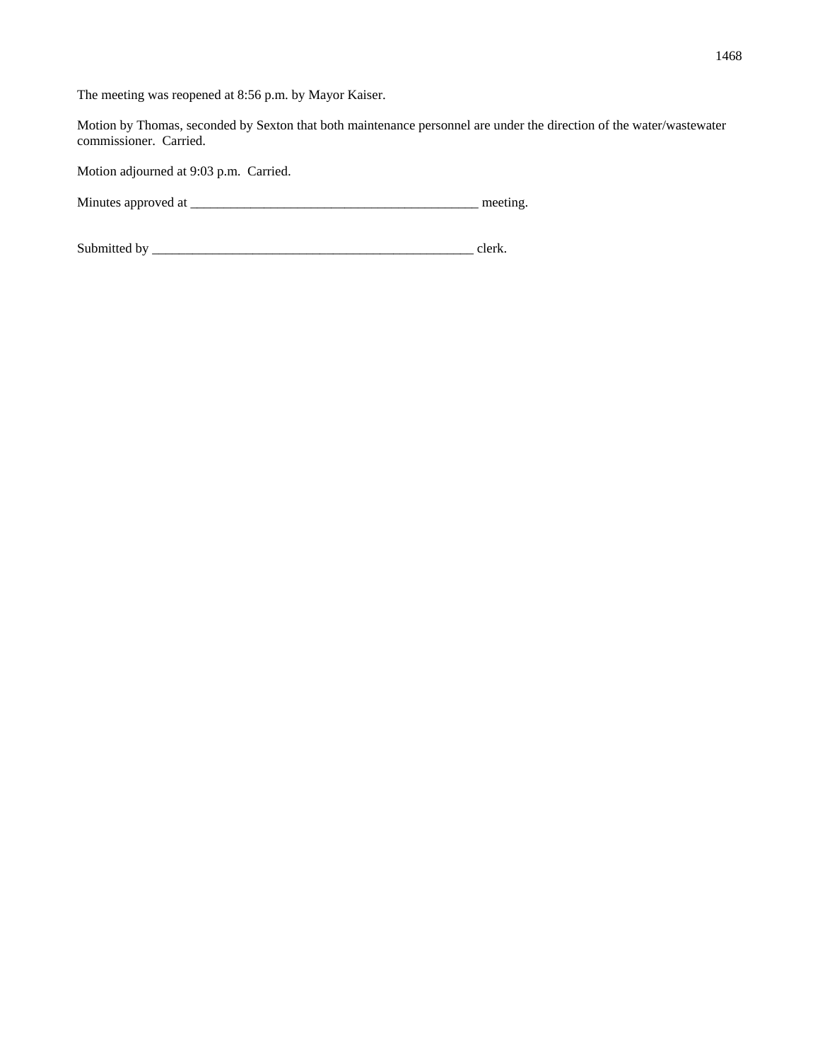The meeting was reopened at 8:56 p.m. by Mayor Kaiser.

Motion by Thomas, seconded by Sexton that both maintenance personnel are under the direction of the water/wastewater commissioner. Carried.

Motion adjourned at 9:03 p.m. Carried.

Minutes approved at ____________________________________________ meeting.

Submitted by ___________________________________________________ clerk.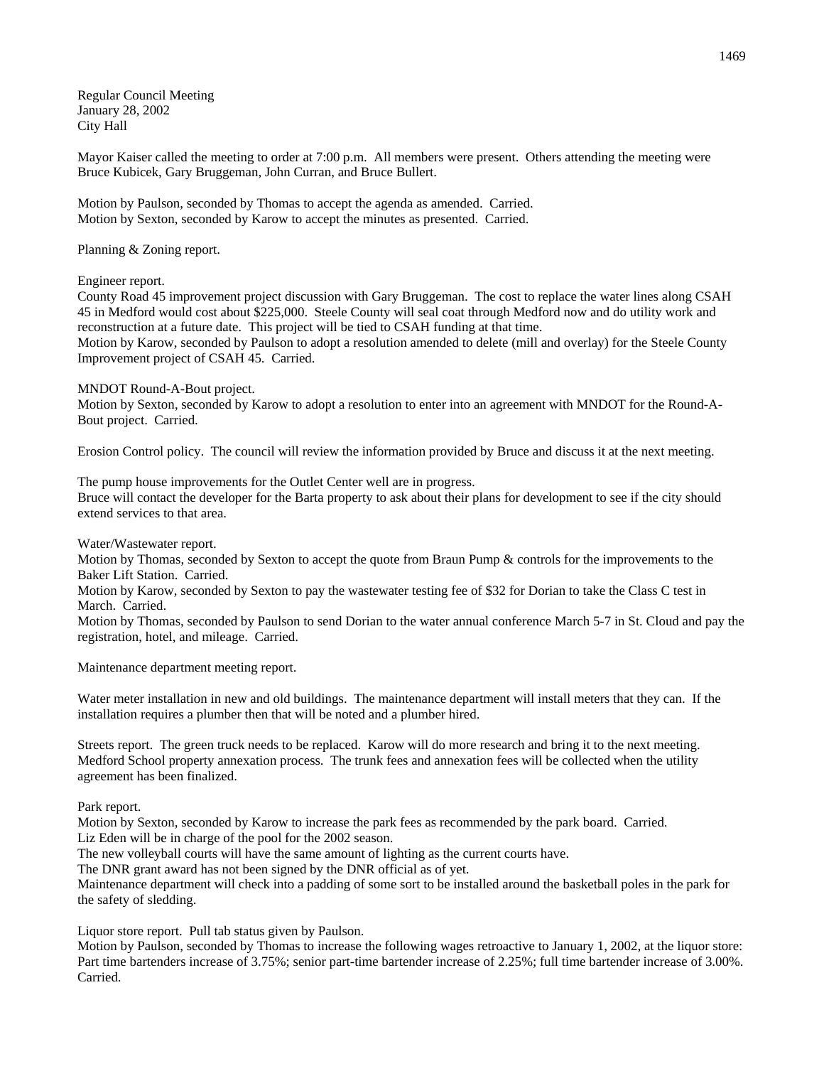Regular Council Meeting
January 28, 2002
City Hall

Mayor Kaiser called the meeting to order at 7:00 p.m. All members were present. Others attending the meeting were Bruce Kubicek, Gary Bruggeman, John Curran, and Bruce Bullert.

Motion by Paulson, seconded by Thomas to accept the agenda as amended. Carried.
Motion by Sexton, seconded by Karow to accept the minutes as presented. Carried.

Planning & Zoning report.

Engineer report.
County Road 45 improvement project discussion with Gary Bruggeman. The cost to replace the water lines along CSAH 45 in Medford would cost about $225,000. Steele County will seal coat through Medford now and do utility work and reconstruction at a future date. This project will be tied to CSAH funding at that time.
Motion by Karow, seconded by Paulson to adopt a resolution amended to delete (mill and overlay) for the Steele County Improvement project of CSAH 45. Carried.

MNDOT Round-A-Bout project.
Motion by Sexton, seconded by Karow to adopt a resolution to enter into an agreement with MNDOT for the Round-A-Bout project. Carried.

Erosion Control policy. The council will review the information provided by Bruce and discuss it at the next meeting.

The pump house improvements for the Outlet Center well are in progress.
Bruce will contact the developer for the Barta property to ask about their plans for development to see if the city should extend services to that area.

Water/Wastewater report.
Motion by Thomas, seconded by Sexton to accept the quote from Braun Pump & controls for the improvements to the Baker Lift Station. Carried.
Motion by Karow, seconded by Sexton to pay the wastewater testing fee of $32 for Dorian to take the Class C test in March. Carried.
Motion by Thomas, seconded by Paulson to send Dorian to the water annual conference March 5-7 in St. Cloud and pay the registration, hotel, and mileage. Carried.

Maintenance department meeting report.

Water meter installation in new and old buildings. The maintenance department will install meters that they can. If the installation requires a plumber then that will be noted and a plumber hired.

Streets report. The green truck needs to be replaced. Karow will do more research and bring it to the next meeting.
Medford School property annexation process. The trunk fees and annexation fees will be collected when the utility agreement has been finalized.

Park report.
Motion by Sexton, seconded by Karow to increase the park fees as recommended by the park board. Carried.
Liz Eden will be in charge of the pool for the 2002 season.
The new volleyball courts will have the same amount of lighting as the current courts have.
The DNR grant award has not been signed by the DNR official as of yet.
Maintenance department will check into a padding of some sort to be installed around the basketball poles in the park for the safety of sledding.

Liquor store report. Pull tab status given by Paulson.
Motion by Paulson, seconded by Thomas to increase the following wages retroactive to January 1, 2002, at the liquor store: Part time bartenders increase of 3.75%; senior part-time bartender increase of 2.25%; full time bartender increase of 3.00%. Carried.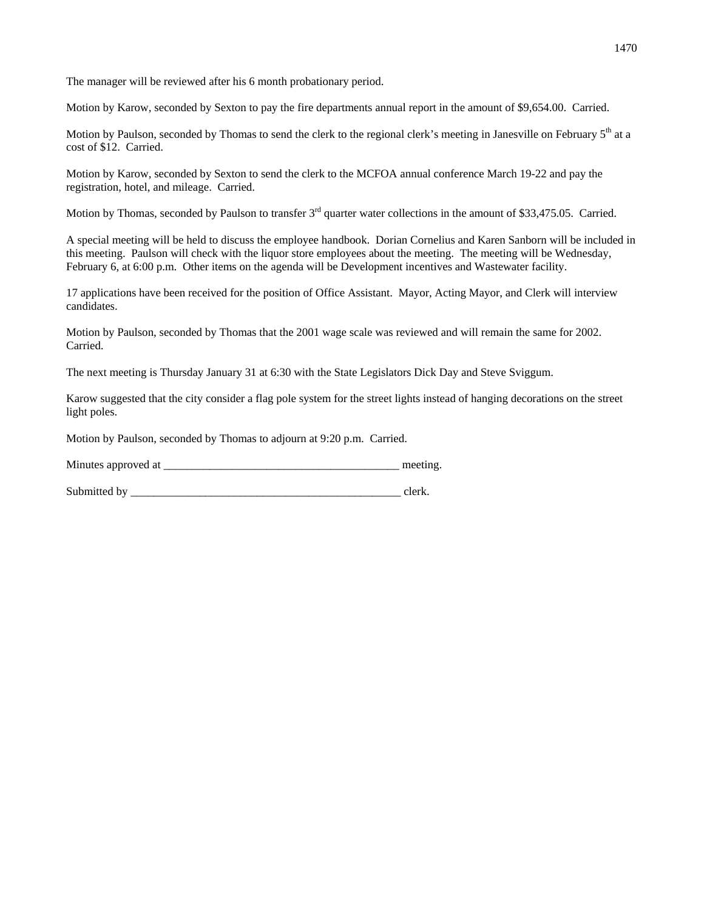The manager will be reviewed after his 6 month probationary period.

Motion by Karow, seconded by Sexton to pay the fire departments annual report in the amount of $9,654.00. Carried.

Motion by Paulson, seconded by Thomas to send the clerk to the regional clerk's meeting in Janesville on February 5th at a cost of $12. Carried.

Motion by Karow, seconded by Sexton to send the clerk to the MCFOA annual conference March 19-22 and pay the registration, hotel, and mileage. Carried.

Motion by Thomas, seconded by Paulson to transfer 3rd quarter water collections in the amount of $33,475.05. Carried.

A special meeting will be held to discuss the employee handbook. Dorian Cornelius and Karen Sanborn will be included in this meeting. Paulson will check with the liquor store employees about the meeting. The meeting will be Wednesday, February 6, at 6:00 p.m. Other items on the agenda will be Development incentives and Wastewater facility.

17 applications have been received for the position of Office Assistant. Mayor, Acting Mayor, and Clerk will interview candidates.

Motion by Paulson, seconded by Thomas that the 2001 wage scale was reviewed and will remain the same for 2002. Carried.

The next meeting is Thursday January 31 at 6:30 with the State Legislators Dick Day and Steve Sviggum.

Karow suggested that the city consider a flag pole system for the street lights instead of hanging decorations on the street light poles.

Motion by Paulson, seconded by Thomas to adjourn at 9:20 p.m. Carried.

Minutes approved at __________________________________________ meeting.

Submitted by ________________________________________________ clerk.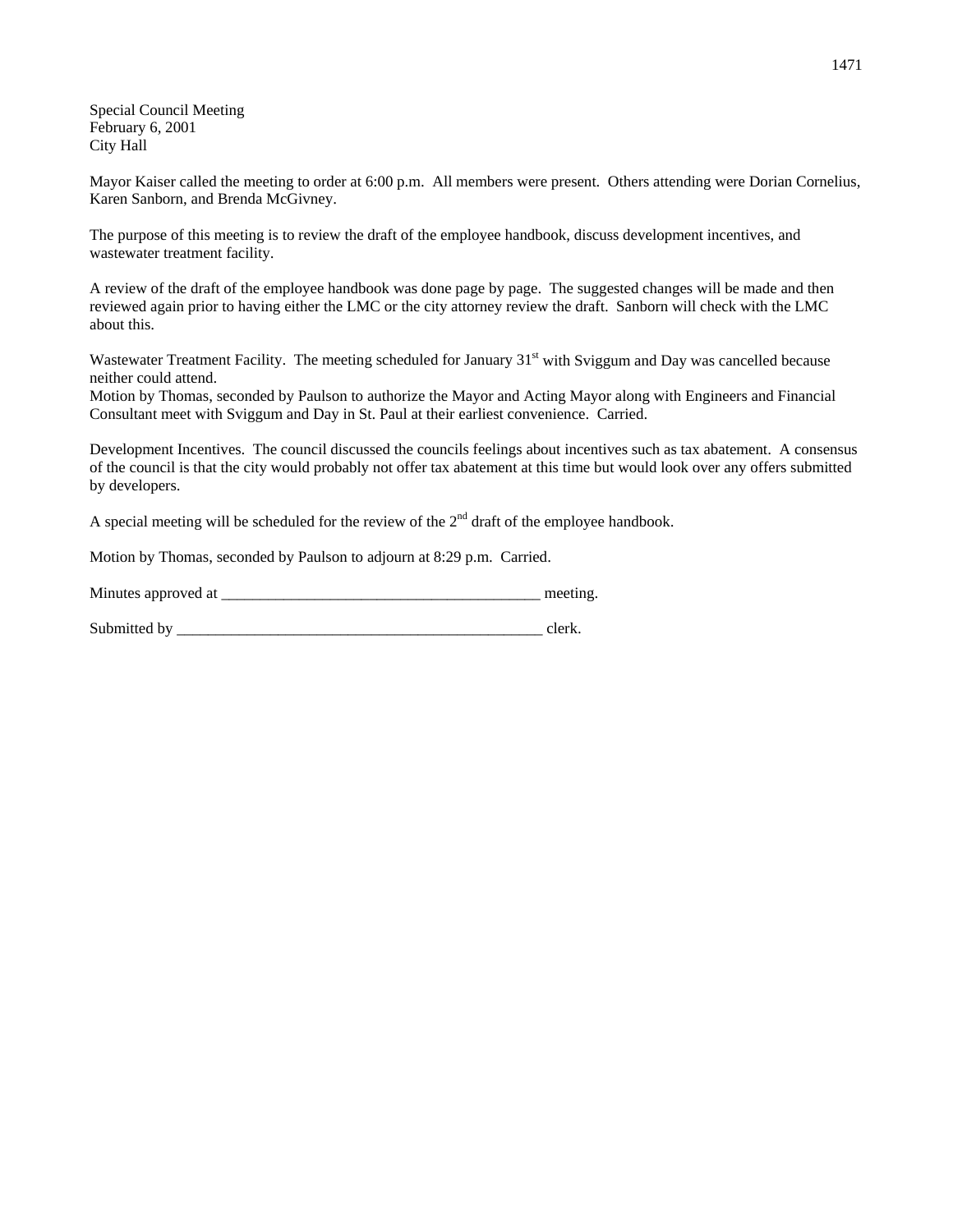Special Council Meeting
February 6, 2001
City Hall

Mayor Kaiser called the meeting to order at 6:00 p.m. All members were present. Others attending were Dorian Cornelius, Karen Sanborn, and Brenda McGivney.

The purpose of this meeting is to review the draft of the employee handbook, discuss development incentives, and wastewater treatment facility.

A review of the draft of the employee handbook was done page by page. The suggested changes will be made and then reviewed again prior to having either the LMC or the city attorney review the draft. Sanborn will check with the LMC about this.

Wastewater Treatment Facility. The meeting scheduled for January 31st with Sviggum and Day was cancelled because neither could attend.
Motion by Thomas, seconded by Paulson to authorize the Mayor and Acting Mayor along with Engineers and Financial Consultant meet with Sviggum and Day in St. Paul at their earliest convenience. Carried.

Development Incentives. The council discussed the councils feelings about incentives such as tax abatement. A consensus of the council is that the city would probably not offer tax abatement at this time but would look over any offers submitted by developers.

A special meeting will be scheduled for the review of the 2nd draft of the employee handbook.

Motion by Thomas, seconded by Paulson to adjourn at 8:29 p.m. Carried.

Minutes approved at ________________________________________ meeting.

Submitted by ________________________________________________ clerk.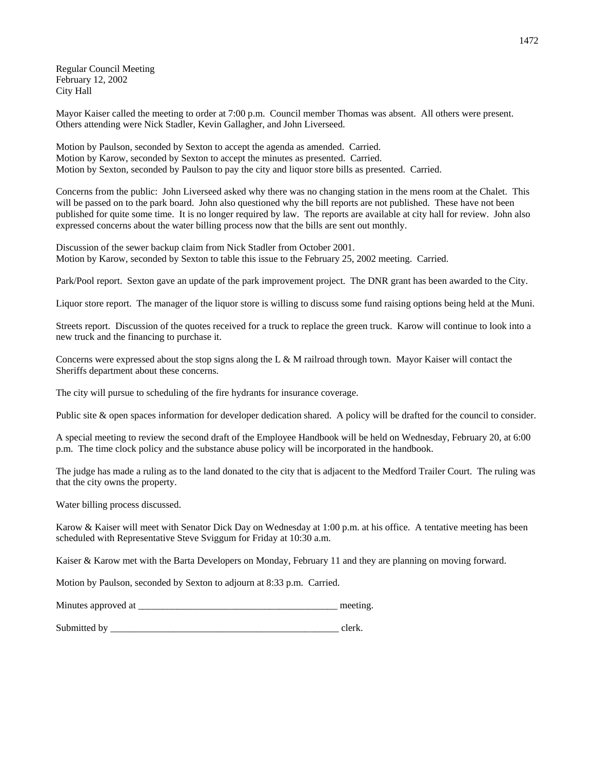Regular Council Meeting
February 12, 2002
City Hall

Mayor Kaiser called the meeting to order at 7:00 p.m. Council member Thomas was absent. All others were present. Others attending were Nick Stadler, Kevin Gallagher, and John Liverseed.

Motion by Paulson, seconded by Sexton to accept the agenda as amended. Carried.
Motion by Karow, seconded by Sexton to accept the minutes as presented. Carried.
Motion by Sexton, seconded by Paulson to pay the city and liquor store bills as presented. Carried.

Concerns from the public: John Liverseed asked why there was no changing station in the mens room at the Chalet. This will be passed on to the park board. John also questioned why the bill reports are not published. These have not been published for quite some time. It is no longer required by law. The reports are available at city hall for review. John also expressed concerns about the water billing process now that the bills are sent out monthly.

Discussion of the sewer backup claim from Nick Stadler from October 2001.
Motion by Karow, seconded by Sexton to table this issue to the February 25, 2002 meeting. Carried.

Park/Pool report. Sexton gave an update of the park improvement project. The DNR grant has been awarded to the City.

Liquor store report. The manager of the liquor store is willing to discuss some fund raising options being held at the Muni.

Streets report. Discussion of the quotes received for a truck to replace the green truck. Karow will continue to look into a new truck and the financing to purchase it.

Concerns were expressed about the stop signs along the L & M railroad through town. Mayor Kaiser will contact the Sheriffs department about these concerns.

The city will pursue to scheduling of the fire hydrants for insurance coverage.

Public site & open spaces information for developer dedication shared. A policy will be drafted for the council to consider.

A special meeting to review the second draft of the Employee Handbook will be held on Wednesday, February 20, at 6:00 p.m. The time clock policy and the substance abuse policy will be incorporated in the handbook.

The judge has made a ruling as to the land donated to the city that is adjacent to the Medford Trailer Court. The ruling was that the city owns the property.

Water billing process discussed.

Karow & Kaiser will meet with Senator Dick Day on Wednesday at 1:00 p.m. at his office. A tentative meeting has been scheduled with Representative Steve Sviggum for Friday at 10:30 a.m.

Kaiser & Karow met with the Barta Developers on Monday, February 11 and they are planning on moving forward.

Motion by Paulson, seconded by Sexton to adjourn at 8:33 p.m. Carried.

Minutes approved at __________________________________________ meeting.

Submitted by __________________________________________________ clerk.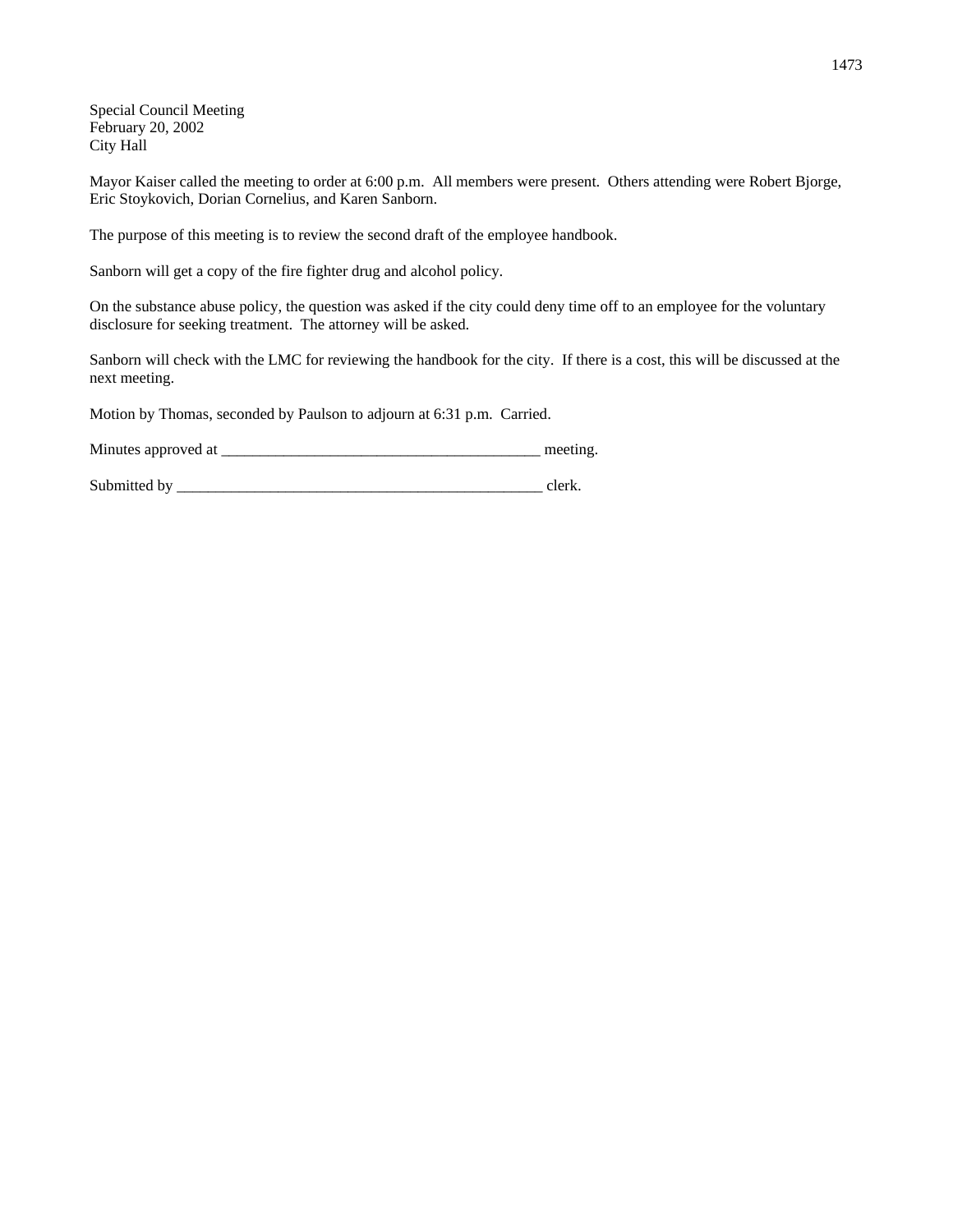Special Council Meeting
February 20, 2002
City Hall

Mayor Kaiser called the meeting to order at 6:00 p.m. All members were present. Others attending were Robert Bjorge, Eric Stoykovich, Dorian Cornelius, and Karen Sanborn.

The purpose of this meeting is to review the second draft of the employee handbook.

Sanborn will get a copy of the fire fighter drug and alcohol policy.

On the substance abuse policy, the question was asked if the city could deny time off to an employee for the voluntary disclosure for seeking treatment. The attorney will be asked.

Sanborn will check with the LMC for reviewing the handbook for the city. If there is a cost, this will be discussed at the next meeting.

Motion by Thomas, seconded by Paulson to adjourn at 6:31 p.m. Carried.

Minutes approved at __________________________________________ meeting.

Submitted by ________________________________________________ clerk.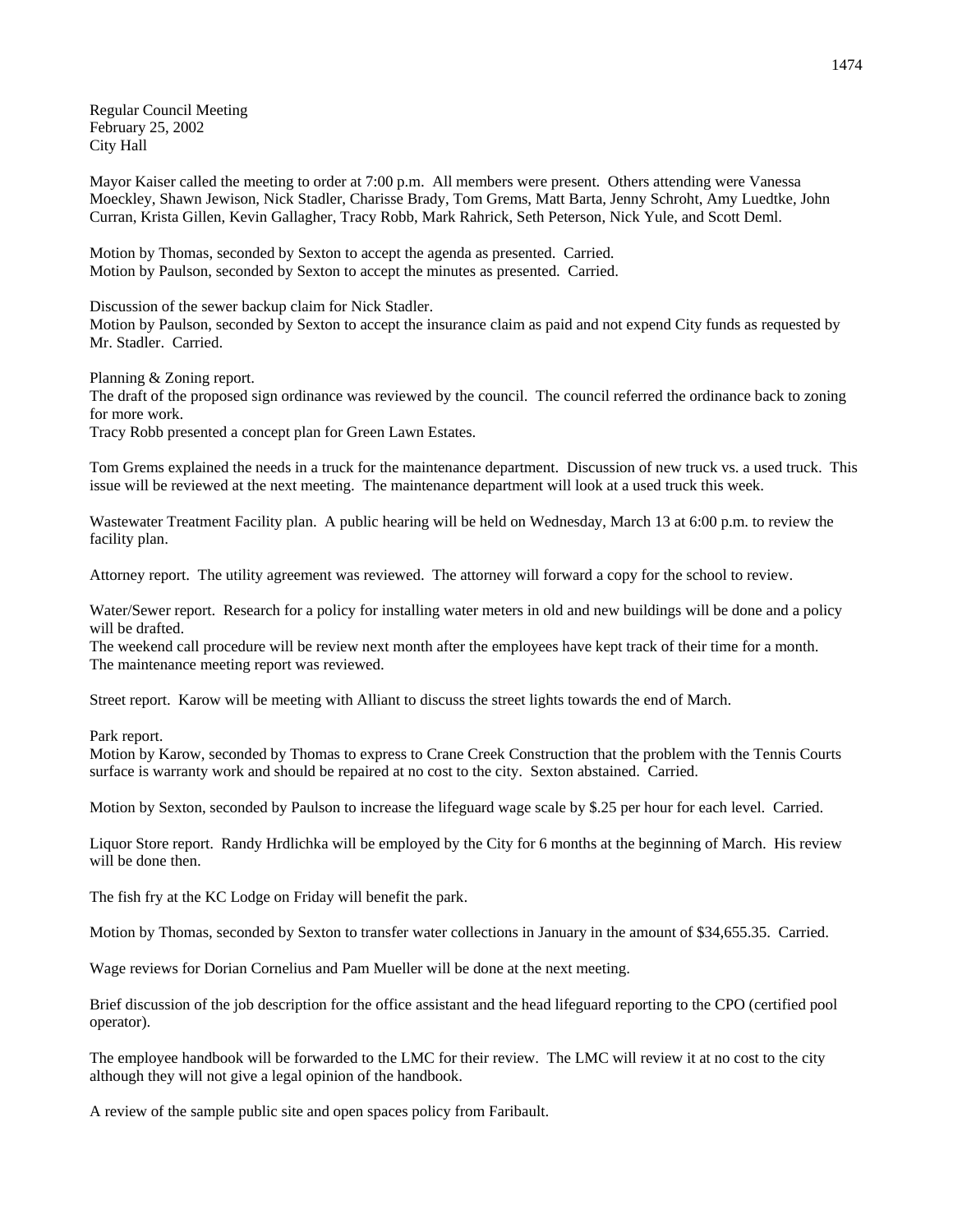Regular Council Meeting
February 25, 2002
City Hall

Mayor Kaiser called the meeting to order at 7:00 p.m. All members were present. Others attending were Vanessa Moeckley, Shawn Jewison, Nick Stadler, Charisse Brady, Tom Grems, Matt Barta, Jenny Schroht, Amy Luedtke, John Curran, Krista Gillen, Kevin Gallagher, Tracy Robb, Mark Rahrick, Seth Peterson, Nick Yule, and Scott Deml.

Motion by Thomas, seconded by Sexton to accept the agenda as presented. Carried.
Motion by Paulson, seconded by Sexton to accept the minutes as presented. Carried.

Discussion of the sewer backup claim for Nick Stadler.
Motion by Paulson, seconded by Sexton to accept the insurance claim as paid and not expend City funds as requested by Mr. Stadler. Carried.

Planning & Zoning report.
The draft of the proposed sign ordinance was reviewed by the council. The council referred the ordinance back to zoning for more work.
Tracy Robb presented a concept plan for Green Lawn Estates.

Tom Grems explained the needs in a truck for the maintenance department. Discussion of new truck vs. a used truck. This issue will be reviewed at the next meeting. The maintenance department will look at a used truck this week.

Wastewater Treatment Facility plan. A public hearing will be held on Wednesday, March 13 at 6:00 p.m. to review the facility plan.

Attorney report. The utility agreement was reviewed. The attorney will forward a copy for the school to review.

Water/Sewer report. Research for a policy for installing water meters in old and new buildings will be done and a policy will be drafted.
The weekend call procedure will be review next month after the employees have kept track of their time for a month.
The maintenance meeting report was reviewed.

Street report. Karow will be meeting with Alliant to discuss the street lights towards the end of March.

Park report.
Motion by Karow, seconded by Thomas to express to Crane Creek Construction that the problem with the Tennis Courts surface is warranty work and should be repaired at no cost to the city. Sexton abstained. Carried.

Motion by Sexton, seconded by Paulson to increase the lifeguard wage scale by $.25 per hour for each level. Carried.

Liquor Store report. Randy Hrdlichka will be employed by the City for 6 months at the beginning of March. His review will be done then.

The fish fry at the KC Lodge on Friday will benefit the park.

Motion by Thomas, seconded by Sexton to transfer water collections in January in the amount of $34,655.35. Carried.

Wage reviews for Dorian Cornelius and Pam Mueller will be done at the next meeting.

Brief discussion of the job description for the office assistant and the head lifeguard reporting to the CPO (certified pool operator).

The employee handbook will be forwarded to the LMC for their review. The LMC will review it at no cost to the city although they will not give a legal opinion of the handbook.

A review of the sample public site and open spaces policy from Faribault.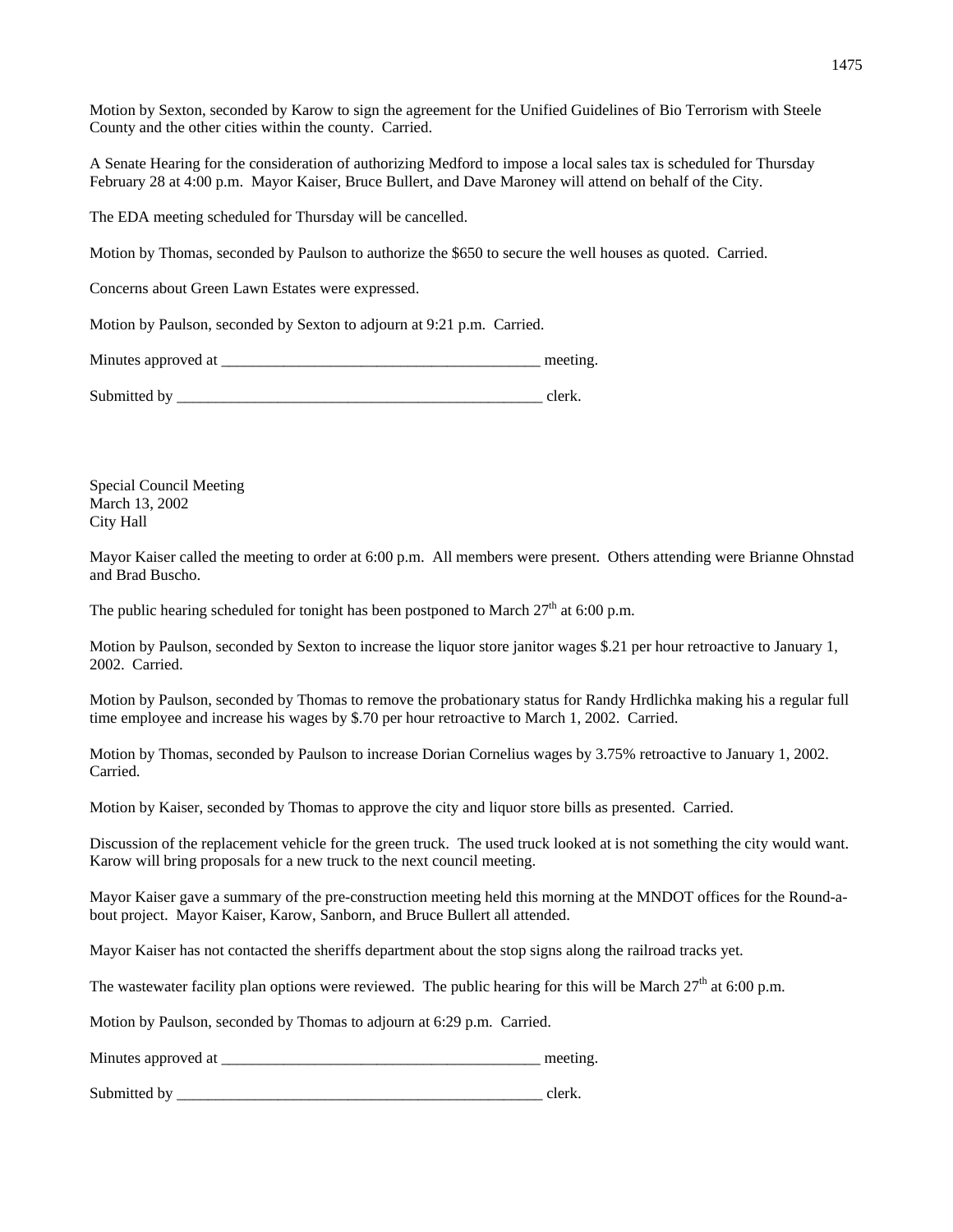Motion by Sexton, seconded by Karow to sign the agreement for the Unified Guidelines of Bio Terrorism with Steele County and the other cities within the county. Carried.

A Senate Hearing for the consideration of authorizing Medford to impose a local sales tax is scheduled for Thursday February 28 at 4:00 p.m. Mayor Kaiser, Bruce Bullert, and Dave Maroney will attend on behalf of the City.

The EDA meeting scheduled for Thursday will be cancelled.

Motion by Thomas, seconded by Paulson to authorize the $650 to secure the well houses as quoted. Carried.

Concerns about Green Lawn Estates were expressed.

Motion by Paulson, seconded by Sexton to adjourn at 9:21 p.m. Carried.

Minutes approved at __________________________________________ meeting.

Submitted by __________________________________________________ clerk.

Special Council Meeting
March 13, 2002
City Hall

Mayor Kaiser called the meeting to order at 6:00 p.m. All members were present. Others attending were Brianne Ohnstad and Brad Buscho.

The public hearing scheduled for tonight has been postponed to March 27th at 6:00 p.m.

Motion by Paulson, seconded by Sexton to increase the liquor store janitor wages $.21 per hour retroactive to January 1, 2002. Carried.

Motion by Paulson, seconded by Thomas to remove the probationary status for Randy Hrdlichka making his a regular full time employee and increase his wages by $.70 per hour retroactive to March 1, 2002. Carried.

Motion by Thomas, seconded by Paulson to increase Dorian Cornelius wages by 3.75% retroactive to January 1, 2002. Carried.

Motion by Kaiser, seconded by Thomas to approve the city and liquor store bills as presented. Carried.

Discussion of the replacement vehicle for the green truck. The used truck looked at is not something the city would want. Karow will bring proposals for a new truck to the next council meeting.

Mayor Kaiser gave a summary of the pre-construction meeting held this morning at the MNDOT offices for the Round-a-bout project. Mayor Kaiser, Karow, Sanborn, and Bruce Bullert all attended.

Mayor Kaiser has not contacted the sheriffs department about the stop signs along the railroad tracks yet.

The wastewater facility plan options were reviewed. The public hearing for this will be March 27th at 6:00 p.m.

Motion by Paulson, seconded by Thomas to adjourn at 6:29 p.m. Carried.

Minutes approved at __________________________________________ meeting.

Submitted by __________________________________________________ clerk.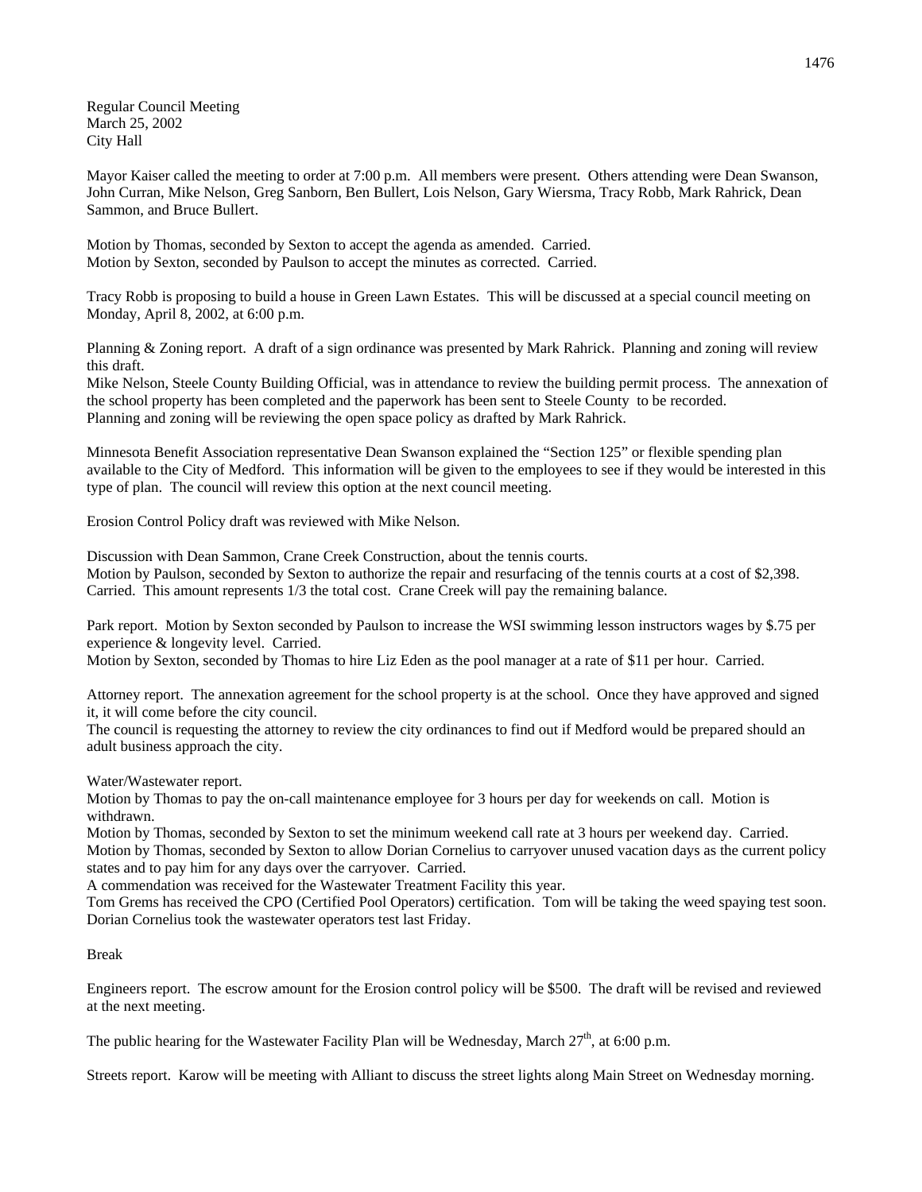Regular Council Meeting
March 25, 2002
City Hall

Mayor Kaiser called the meeting to order at 7:00 p.m. All members were present. Others attending were Dean Swanson, John Curran, Mike Nelson, Greg Sanborn, Ben Bullert, Lois Nelson, Gary Wiersma, Tracy Robb, Mark Rahrick, Dean Sammon, and Bruce Bullert.

Motion by Thomas, seconded by Sexton to accept the agenda as amended. Carried.
Motion by Sexton, seconded by Paulson to accept the minutes as corrected. Carried.

Tracy Robb is proposing to build a house in Green Lawn Estates. This will be discussed at a special council meeting on Monday, April 8, 2002, at 6:00 p.m.

Planning & Zoning report. A draft of a sign ordinance was presented by Mark Rahrick. Planning and zoning will review this draft.
Mike Nelson, Steele County Building Official, was in attendance to review the building permit process. The annexation of the school property has been completed and the paperwork has been sent to Steele County to be recorded.
Planning and zoning will be reviewing the open space policy as drafted by Mark Rahrick.

Minnesota Benefit Association representative Dean Swanson explained the "Section 125" or flexible spending plan available to the City of Medford. This information will be given to the employees to see if they would be interested in this type of plan. The council will review this option at the next council meeting.

Erosion Control Policy draft was reviewed with Mike Nelson.

Discussion with Dean Sammon, Crane Creek Construction, about the tennis courts.
Motion by Paulson, seconded by Sexton to authorize the repair and resurfacing of the tennis courts at a cost of $2,398. Carried. This amount represents 1/3 the total cost. Crane Creek will pay the remaining balance.

Park report. Motion by Sexton seconded by Paulson to increase the WSI swimming lesson instructors wages by $.75 per experience & longevity level. Carried.
Motion by Sexton, seconded by Thomas to hire Liz Eden as the pool manager at a rate of $11 per hour. Carried.

Attorney report. The annexation agreement for the school property is at the school. Once they have approved and signed it, it will come before the city council.
The council is requesting the attorney to review the city ordinances to find out if Medford would be prepared should an adult business approach the city.

Water/Wastewater report.
Motion by Thomas to pay the on-call maintenance employee for 3 hours per day for weekends on call. Motion is withdrawn.
Motion by Thomas, seconded by Sexton to set the minimum weekend call rate at 3 hours per weekend day. Carried.
Motion by Thomas, seconded by Sexton to allow Dorian Cornelius to carryover unused vacation days as the current policy states and to pay him for any days over the carryover. Carried.
A commendation was received for the Wastewater Treatment Facility this year.
Tom Grems has received the CPO (Certified Pool Operators) certification. Tom will be taking the weed spaying test soon.
Dorian Cornelius took the wastewater operators test last Friday.

Break

Engineers report. The escrow amount for the Erosion control policy will be $500. The draft will be revised and reviewed at the next meeting.

The public hearing for the Wastewater Facility Plan will be Wednesday, March 27th, at 6:00 p.m.

Streets report. Karow will be meeting with Alliant to discuss the street lights along Main Street on Wednesday morning.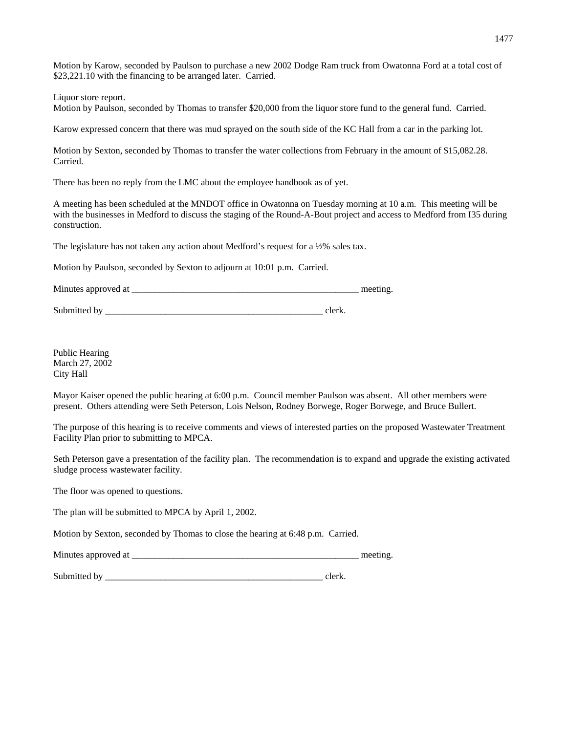Motion by Karow, seconded by Paulson to purchase a new 2002 Dodge Ram truck from Owatonna Ford at a total cost of $23,221.10 with the financing to be arranged later. Carried.

Liquor store report.
Motion by Paulson, seconded by Thomas to transfer $20,000 from the liquor store fund to the general fund. Carried.

Karow expressed concern that there was mud sprayed on the south side of the KC Hall from a car in the parking lot.

Motion by Sexton, seconded by Thomas to transfer the water collections from February in the amount of $15,082.28. Carried.

There has been no reply from the LMC about the employee handbook as of yet.

A meeting has been scheduled at the MNDOT office in Owatonna on Tuesday morning at 10 a.m. This meeting will be with the businesses in Medford to discuss the staging of the Round-A-Bout project and access to Medford from I35 during construction.

The legislature has not taken any action about Medford's request for a ½% sales tax.

Motion by Paulson, seconded by Sexton to adjourn at 10:01 p.m. Carried.

Minutes approved at \_\_\_\_\_\_\_\_\_\_\_\_\_\_\_\_\_\_\_\_\_\_\_\_\_\_\_\_\_\_\_\_\_\_\_\_\_\_\_\_\_\_\_\_\_\_\_\_\_\_ meeting.

Submitted by \_\_\_\_\_\_\_\_\_\_\_\_\_\_\_\_\_\_\_\_\_\_\_\_\_\_\_\_\_\_\_\_\_\_\_\_\_\_\_\_\_\_\_\_\_\_\_\_\_\_ clerk.

Public Hearing
March 27, 2002
City Hall

Mayor Kaiser opened the public hearing at 6:00 p.m. Council member Paulson was absent. All other members were present. Others attending were Seth Peterson, Lois Nelson, Rodney Borwege, Roger Borwege, and Bruce Bullert.

The purpose of this hearing is to receive comments and views of interested parties on the proposed Wastewater Treatment Facility Plan prior to submitting to MPCA.

Seth Peterson gave a presentation of the facility plan. The recommendation is to expand and upgrade the existing activated sludge process wastewater facility.

The floor was opened to questions.

The plan will be submitted to MPCA by April 1, 2002.

Motion by Sexton, seconded by Thomas to close the hearing at 6:48 p.m. Carried.

Minutes approved at \_\_\_\_\_\_\_\_\_\_\_\_\_\_\_\_\_\_\_\_\_\_\_\_\_\_\_\_\_\_\_\_\_\_\_\_\_\_\_\_\_\_\_\_\_\_\_\_\_\_ meeting.

Submitted by \_\_\_\_\_\_\_\_\_\_\_\_\_\_\_\_\_\_\_\_\_\_\_\_\_\_\_\_\_\_\_\_\_\_\_\_\_\_\_\_\_\_\_\_\_\_\_\_\_\_ clerk.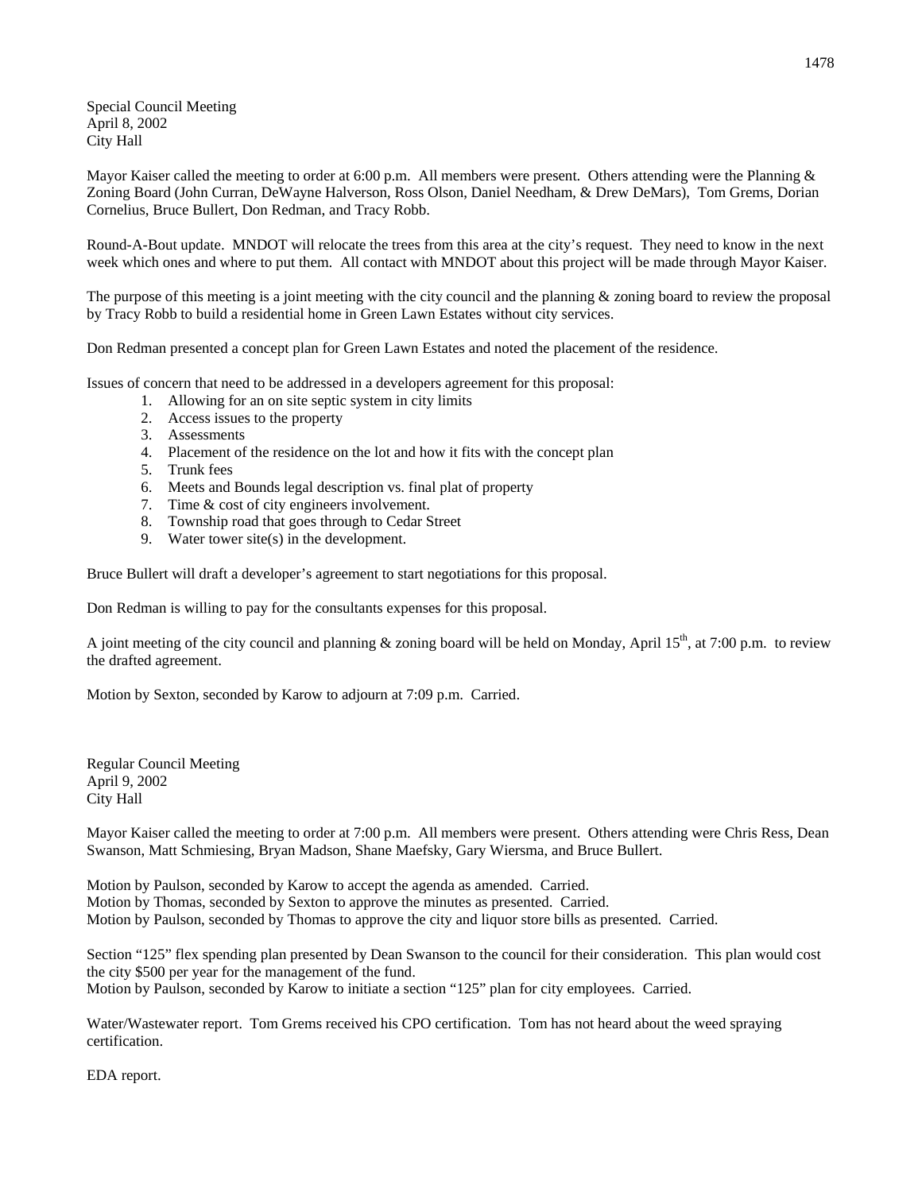Special Council Meeting
April 8, 2002
City Hall

Mayor Kaiser called the meeting to order at 6:00 p.m. All members were present. Others attending were the Planning & Zoning Board (John Curran, DeWayne Halverson, Ross Olson, Daniel Needham, & Drew DeMars), Tom Grems, Dorian Cornelius, Bruce Bullert, Don Redman, and Tracy Robb.

Round-A-Bout update. MNDOT will relocate the trees from this area at the city's request. They need to know in the next week which ones and where to put them. All contact with MNDOT about this project will be made through Mayor Kaiser.

The purpose of this meeting is a joint meeting with the city council and the planning & zoning board to review the proposal by Tracy Robb to build a residential home in Green Lawn Estates without city services.

Don Redman presented a concept plan for Green Lawn Estates and noted the placement of the residence.

Issues of concern that need to be addressed in a developers agreement for this proposal:

1. Allowing for an on site septic system in city limits
2. Access issues to the property
3. Assessments
4. Placement of the residence on the lot and how it fits with the concept plan
5. Trunk fees
6. Meets and Bounds legal description vs. final plat of property
7. Time & cost of city engineers involvement.
8. Township road that goes through to Cedar Street
9. Water tower site(s) in the development.

Bruce Bullert will draft a developer's agreement to start negotiations for this proposal.

Don Redman is willing to pay for the consultants expenses for this proposal.

A joint meeting of the city council and planning & zoning board will be held on Monday, April 15th, at 7:00 p.m. to review the drafted agreement.

Motion by Sexton, seconded by Karow to adjourn at 7:09 p.m. Carried.

Regular Council Meeting
April 9, 2002
City Hall

Mayor Kaiser called the meeting to order at 7:00 p.m. All members were present. Others attending were Chris Ress, Dean Swanson, Matt Schmiesing, Bryan Madson, Shane Maefsky, Gary Wiersma, and Bruce Bullert.

Motion by Paulson, seconded by Karow to accept the agenda as amended. Carried.
Motion by Thomas, seconded by Sexton to approve the minutes as presented. Carried.
Motion by Paulson, seconded by Thomas to approve the city and liquor store bills as presented. Carried.

Section "125" flex spending plan presented by Dean Swanson to the council for their consideration. This plan would cost the city $500 per year for the management of the fund.
Motion by Paulson, seconded by Karow to initiate a section "125" plan for city employees. Carried.

Water/Wastewater report. Tom Grems received his CPO certification. Tom has not heard about the weed spraying certification.

EDA report.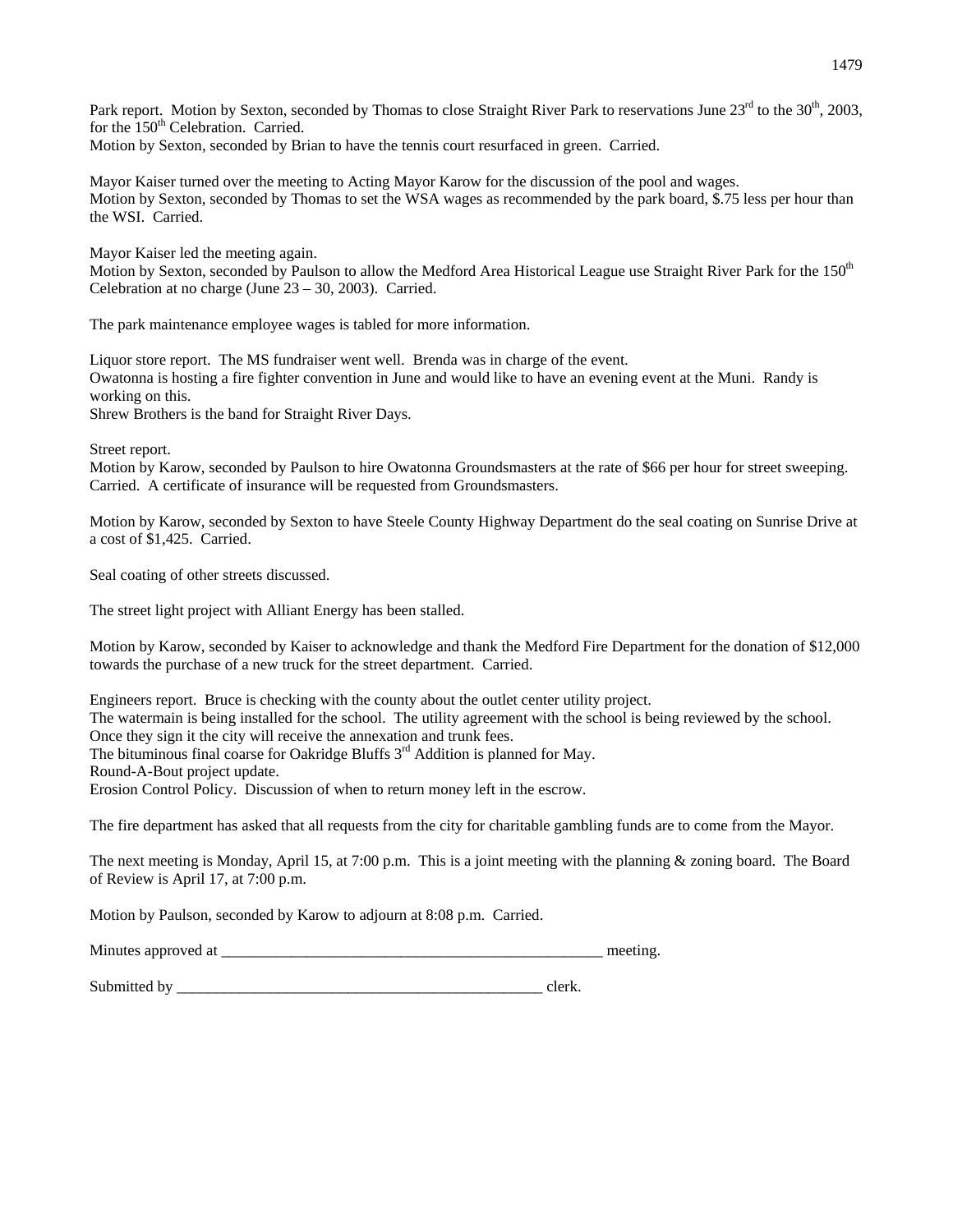Park report. Motion by Sexton, seconded by Thomas to close Straight River Park to reservations June 23rd to the 30th, 2003, for the 150th Celebration. Carried.
Motion by Sexton, seconded by Brian to have the tennis court resurfaced in green. Carried.

Mayor Kaiser turned over the meeting to Acting Mayor Karow for the discussion of the pool and wages.
Motion by Sexton, seconded by Thomas to set the WSA wages as recommended by the park board, $.75 less per hour than the WSI. Carried.

Mayor Kaiser led the meeting again.
Motion by Sexton, seconded by Paulson to allow the Medford Area Historical League use Straight River Park for the 150th Celebration at no charge (June 23 – 30, 2003). Carried.

The park maintenance employee wages is tabled for more information.

Liquor store report. The MS fundraiser went well. Brenda was in charge of the event.
Owatonna is hosting a fire fighter convention in June and would like to have an evening event at the Muni. Randy is working on this.
Shrew Brothers is the band for Straight River Days.

Street report.
Motion by Karow, seconded by Paulson to hire Owatonna Groundsmasters at the rate of $66 per hour for street sweeping. Carried. A certificate of insurance will be requested from Groundsmasters.

Motion by Karow, seconded by Sexton to have Steele County Highway Department do the seal coating on Sunrise Drive at a cost of $1,425. Carried.

Seal coating of other streets discussed.

The street light project with Alliant Energy has been stalled.

Motion by Karow, seconded by Kaiser to acknowledge and thank the Medford Fire Department for the donation of $12,000 towards the purchase of a new truck for the street department. Carried.

Engineers report. Bruce is checking with the county about the outlet center utility project.
The watermain is being installed for the school. The utility agreement with the school is being reviewed by the school. Once they sign it the city will receive the annexation and trunk fees.
The bituminous final coarse for Oakridge Bluffs 3rd Addition is planned for May.
Round-A-Bout project update.
Erosion Control Policy. Discussion of when to return money left in the escrow.

The fire department has asked that all requests from the city for charitable gambling funds are to come from the Mayor.

The next meeting is Monday, April 15, at 7:00 p.m. This is a joint meeting with the planning & zoning board. The Board of Review is April 17, at 7:00 p.m.

Motion by Paulson, seconded by Karow to adjourn at 8:08 p.m. Carried.

Minutes approved at ___________________________________________________ meeting.

Submitted by ________________________________________________ clerk.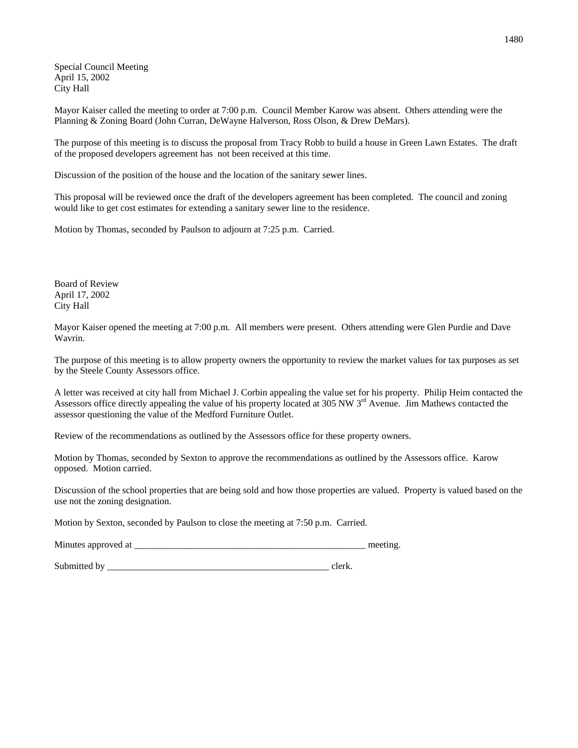Special Council Meeting
April 15, 2002
City Hall

Mayor Kaiser called the meeting to order at 7:00 p.m. Council Member Karow was absent. Others attending were the Planning & Zoning Board (John Curran, DeWayne Halverson, Ross Olson, & Drew DeMars).

The purpose of this meeting is to discuss the proposal from Tracy Robb to build a house in Green Lawn Estates. The draft of the proposed developers agreement has not been received at this time.

Discussion of the position of the house and the location of the sanitary sewer lines.

This proposal will be reviewed once the draft of the developers agreement has been completed. The council and zoning would like to get cost estimates for extending a sanitary sewer line to the residence.

Motion by Thomas, seconded by Paulson to adjourn at 7:25 p.m. Carried.

Board of Review
April 17, 2002
City Hall

Mayor Kaiser opened the meeting at 7:00 p.m. All members were present. Others attending were Glen Purdie and Dave Wavrin.

The purpose of this meeting is to allow property owners the opportunity to review the market values for tax purposes as set by the Steele County Assessors office.

A letter was received at city hall from Michael J. Corbin appealing the value set for his property. Philip Heim contacted the Assessors office directly appealing the value of his property located at 305 NW 3rd Avenue. Jim Mathews contacted the assessor questioning the value of the Medford Furniture Outlet.

Review of the recommendations as outlined by the Assessors office for these property owners.

Motion by Thomas, seconded by Sexton to approve the recommendations as outlined by the Assessors office. Karow opposed. Motion carried.

Discussion of the school properties that are being sold and how those properties are valued. Property is valued based on the use not the zoning designation.

Motion by Sexton, seconded by Paulson to close the meeting at 7:50 p.m. Carried.

Minutes approved at __________________________________________________ meeting.

Submitted by ________________________________________________ clerk.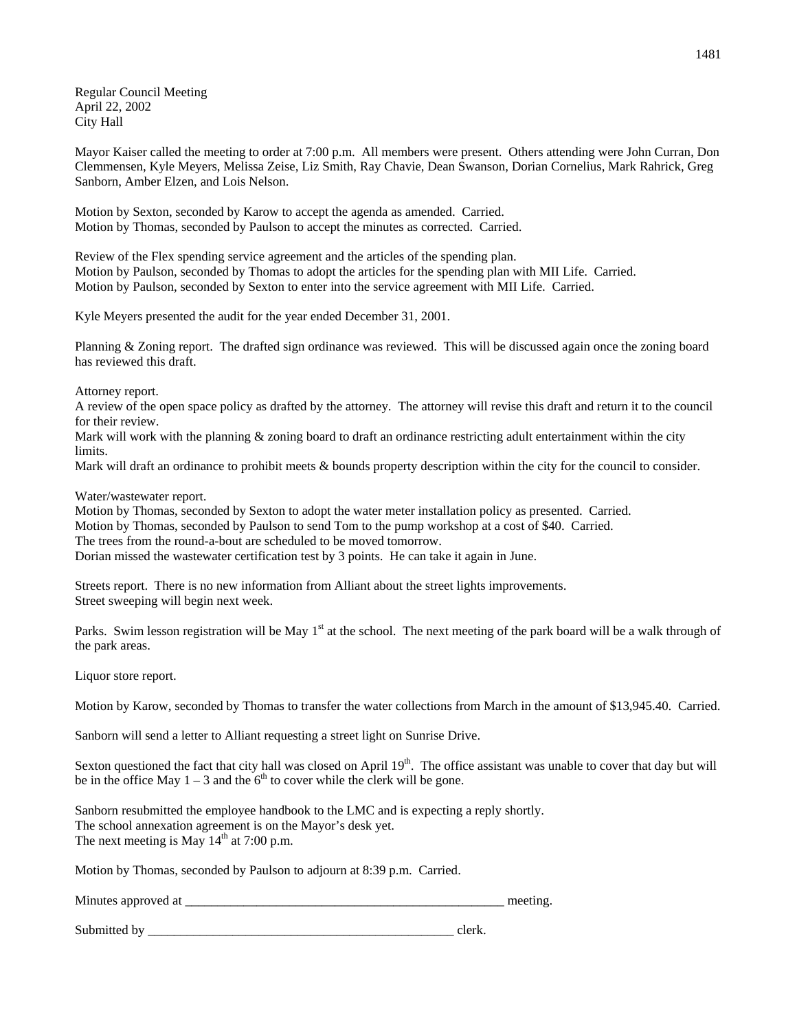Regular Council Meeting
April 22, 2002
City Hall

Mayor Kaiser called the meeting to order at 7:00 p.m. All members were present. Others attending were John Curran, Don Clemmensen, Kyle Meyers, Melissa Zeise, Liz Smith, Ray Chavie, Dean Swanson, Dorian Cornelius, Mark Rahrick, Greg Sanborn, Amber Elzen, and Lois Nelson.

Motion by Sexton, seconded by Karow to accept the agenda as amended. Carried.
Motion by Thomas, seconded by Paulson to accept the minutes as corrected. Carried.

Review of the Flex spending service agreement and the articles of the spending plan.
Motion by Paulson, seconded by Thomas to adopt the articles for the spending plan with MII Life. Carried.
Motion by Paulson, seconded by Sexton to enter into the service agreement with MII Life. Carried.

Kyle Meyers presented the audit for the year ended December 31, 2001.

Planning & Zoning report. The drafted sign ordinance was reviewed. This will be discussed again once the zoning board has reviewed this draft.

Attorney report.
A review of the open space policy as drafted by the attorney. The attorney will revise this draft and return it to the council for their review.
Mark will work with the planning & zoning board to draft an ordinance restricting adult entertainment within the city limits.
Mark will draft an ordinance to prohibit meets & bounds property description within the city for the council to consider.

Water/wastewater report.
Motion by Thomas, seconded by Sexton to adopt the water meter installation policy as presented. Carried.
Motion by Thomas, seconded by Paulson to send Tom to the pump workshop at a cost of $40. Carried.
The trees from the round-a-bout are scheduled to be moved tomorrow.
Dorian missed the wastewater certification test by 3 points. He can take it again in June.

Streets report. There is no new information from Alliant about the street lights improvements.
Street sweeping will begin next week.

Parks. Swim lesson registration will be May 1st at the school. The next meeting of the park board will be a walk through of the park areas.

Liquor store report.

Motion by Karow, seconded by Thomas to transfer the water collections from March in the amount of $13,945.40. Carried.

Sanborn will send a letter to Alliant requesting a street light on Sunrise Drive.

Sexton questioned the fact that city hall was closed on April 19th. The office assistant was unable to cover that day but will be in the office May 1 – 3 and the 6th to cover while the clerk will be gone.

Sanborn resubmitted the employee handbook to the LMC and is expecting a reply shortly.
The school annexation agreement is on the Mayor's desk yet.
The next meeting is May 14th at 7:00 p.m.

Motion by Thomas, seconded by Paulson to adjourn at 8:39 p.m. Carried.

Minutes approved at ___________________________________________________ meeting.

Submitted by _________________________________________________ clerk.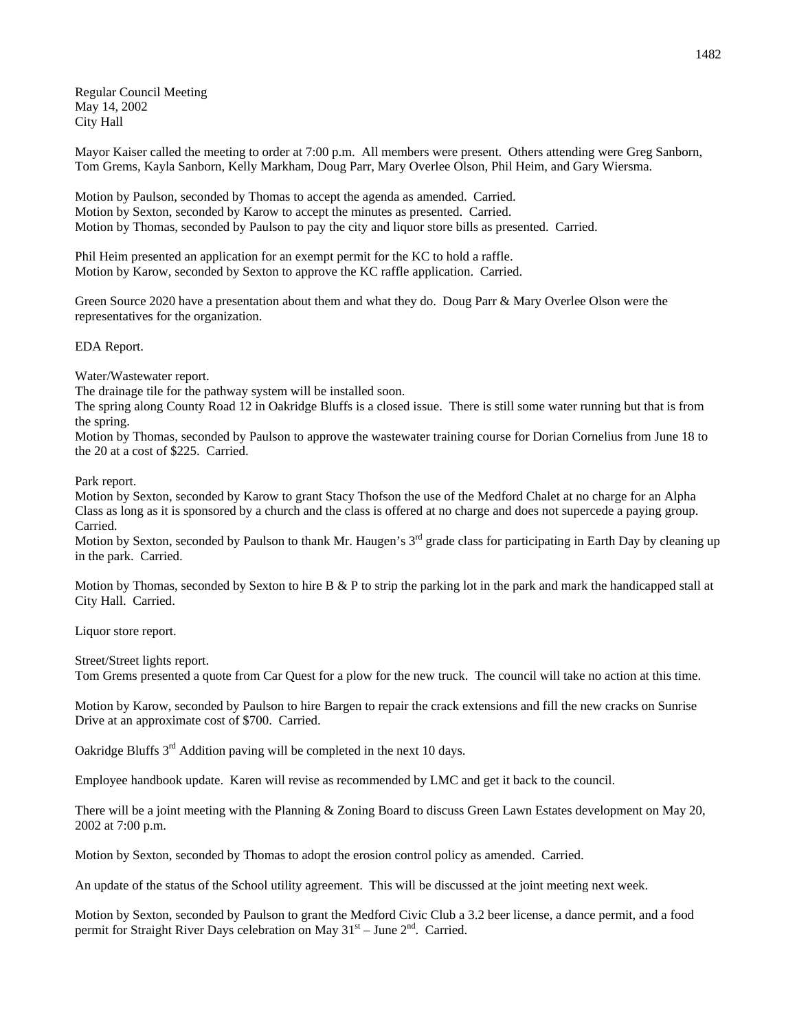Regular Council Meeting
May 14, 2002
City Hall

Mayor Kaiser called the meeting to order at 7:00 p.m. All members were present. Others attending were Greg Sanborn, Tom Grems, Kayla Sanborn, Kelly Markham, Doug Parr, Mary Overlee Olson, Phil Heim, and Gary Wiersma.

Motion by Paulson, seconded by Thomas to accept the agenda as amended. Carried.
Motion by Sexton, seconded by Karow to accept the minutes as presented. Carried.
Motion by Thomas, seconded by Paulson to pay the city and liquor store bills as presented. Carried.

Phil Heim presented an application for an exempt permit for the KC to hold a raffle.
Motion by Karow, seconded by Sexton to approve the KC raffle application. Carried.

Green Source 2020 have a presentation about them and what they do. Doug Parr & Mary Overlee Olson were the representatives for the organization.

EDA Report.

Water/Wastewater report.
The drainage tile for the pathway system will be installed soon.
The spring along County Road 12 in Oakridge Bluffs is a closed issue. There is still some water running but that is from the spring.
Motion by Thomas, seconded by Paulson to approve the wastewater training course for Dorian Cornelius from June 18 to the 20 at a cost of $225. Carried.

Park report.
Motion by Sexton, seconded by Karow to grant Stacy Thofson the use of the Medford Chalet at no charge for an Alpha Class as long as it is sponsored by a church and the class is offered at no charge and does not supercede a paying group. Carried.
Motion by Sexton, seconded by Paulson to thank Mr. Haugen's 3rd grade class for participating in Earth Day by cleaning up in the park. Carried.

Motion by Thomas, seconded by Sexton to hire B & P to strip the parking lot in the park and mark the handicapped stall at City Hall. Carried.

Liquor store report.

Street/Street lights report.
Tom Grems presented a quote from Car Quest for a plow for the new truck. The council will take no action at this time.

Motion by Karow, seconded by Paulson to hire Bargen to repair the crack extensions and fill the new cracks on Sunrise Drive at an approximate cost of $700. Carried.

Oakridge Bluffs 3rd Addition paving will be completed in the next 10 days.

Employee handbook update. Karen will revise as recommended by LMC and get it back to the council.

There will be a joint meeting with the Planning & Zoning Board to discuss Green Lawn Estates development on May 20, 2002 at 7:00 p.m.

Motion by Sexton, seconded by Thomas to adopt the erosion control policy as amended. Carried.

An update of the status of the School utility agreement. This will be discussed at the joint meeting next week.

Motion by Sexton, seconded by Paulson to grant the Medford Civic Club a 3.2 beer license, a dance permit, and a food permit for Straight River Days celebration on May 31st – June 2nd. Carried.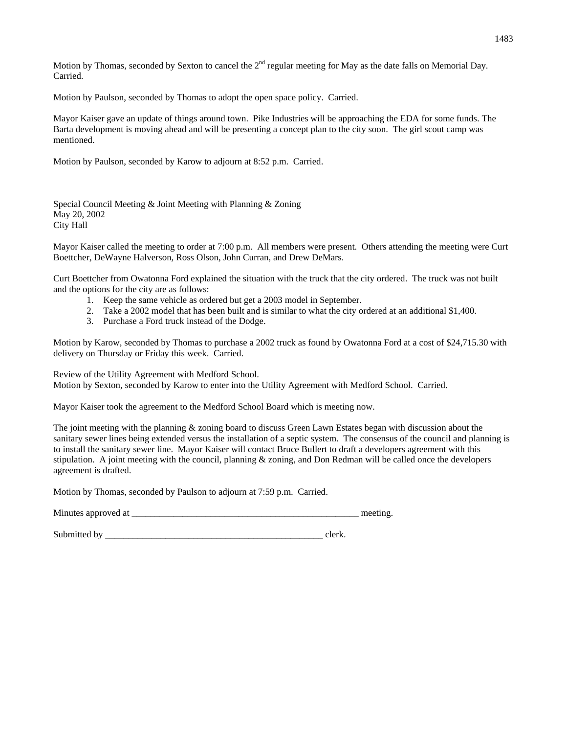Motion by Thomas, seconded by Sexton to cancel the 2nd regular meeting for May as the date falls on Memorial Day. Carried.

Motion by Paulson, seconded by Thomas to adopt the open space policy. Carried.

Mayor Kaiser gave an update of things around town. Pike Industries will be approaching the EDA for some funds. The Barta development is moving ahead and will be presenting a concept plan to the city soon. The girl scout camp was mentioned.

Motion by Paulson, seconded by Karow to adjourn at 8:52 p.m. Carried.

Special Council Meeting & Joint Meeting with Planning & Zoning
May 20, 2002
City Hall

Mayor Kaiser called the meeting to order at 7:00 p.m. All members were present. Others attending the meeting were Curt Boettcher, DeWayne Halverson, Ross Olson, John Curran, and Drew DeMars.

Curt Boettcher from Owatonna Ford explained the situation with the truck that the city ordered. The truck was not built and the options for the city are as follows:

1. Keep the same vehicle as ordered but get a 2003 model in September.
2. Take a 2002 model that has been built and is similar to what the city ordered at an additional $1,400.
3. Purchase a Ford truck instead of the Dodge.

Motion by Karow, seconded by Thomas to purchase a 2002 truck as found by Owatonna Ford at a cost of $24,715.30 with delivery on Thursday or Friday this week. Carried.

Review of the Utility Agreement with Medford School.
Motion by Sexton, seconded by Karow to enter into the Utility Agreement with Medford School. Carried.

Mayor Kaiser took the agreement to the Medford School Board which is meeting now.

The joint meeting with the planning & zoning board to discuss Green Lawn Estates began with discussion about the sanitary sewer lines being extended versus the installation of a septic system. The consensus of the council and planning is to install the sanitary sewer line. Mayor Kaiser will contact Bruce Bullert to draft a developers agreement with this stipulation. A joint meeting with the council, planning & zoning, and Don Redman will be called once the developers agreement is drafted.

Motion by Thomas, seconded by Paulson to adjourn at 7:59 p.m. Carried.

Minutes approved at ___________________________________________________ meeting.

Submitted by ________________________________________________ clerk.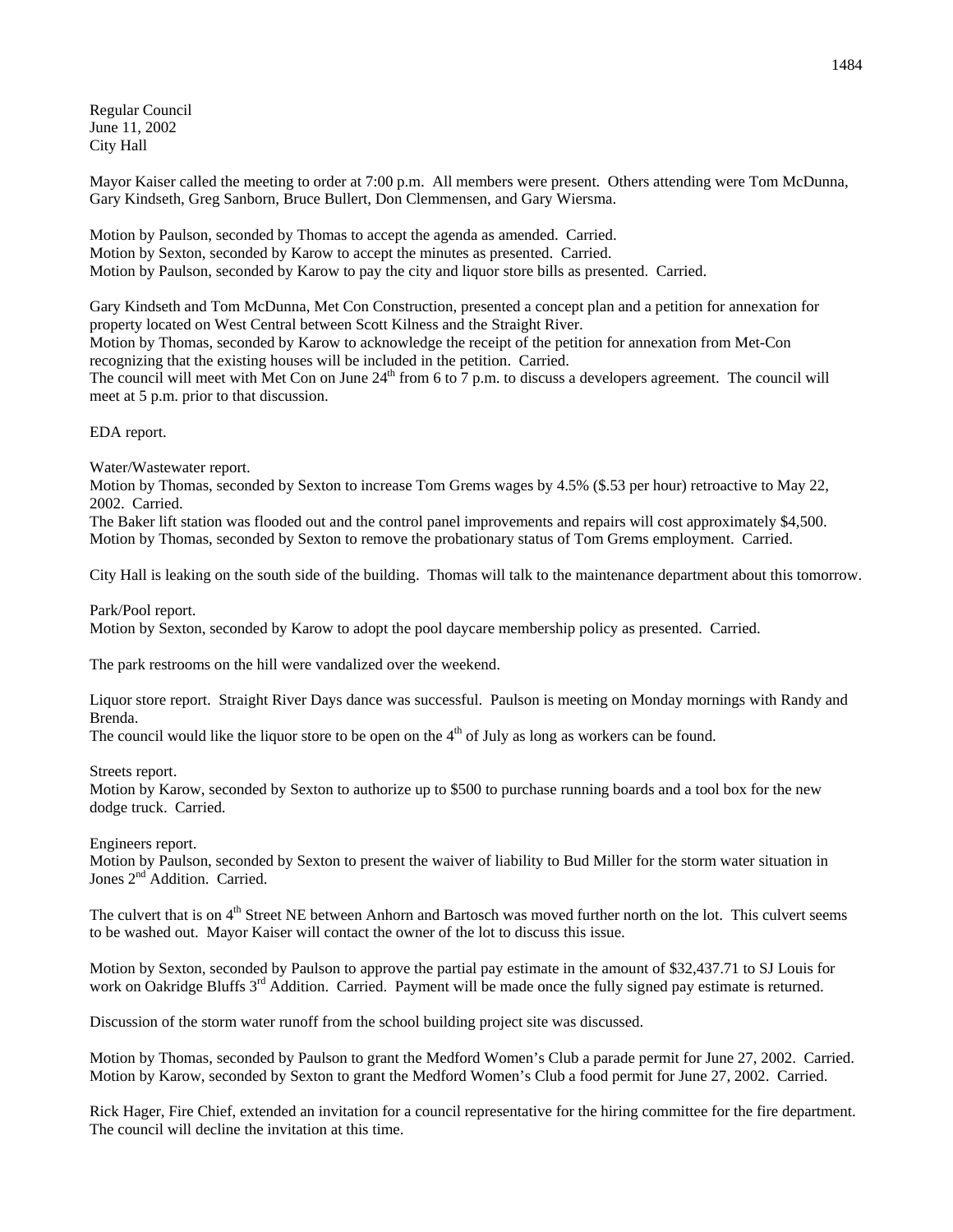Regular Council
June 11, 2002
City Hall

Mayor Kaiser called the meeting to order at 7:00 p.m. All members were present. Others attending were Tom McDunna, Gary Kindseth, Greg Sanborn, Bruce Bullert, Don Clemmensen, and Gary Wiersma.

Motion by Paulson, seconded by Thomas to accept the agenda as amended. Carried.
Motion by Sexton, seconded by Karow to accept the minutes as presented. Carried.
Motion by Paulson, seconded by Karow to pay the city and liquor store bills as presented. Carried.

Gary Kindseth and Tom McDunna, Met Con Construction, presented a concept plan and a petition for annexation for property located on West Central between Scott Kilness and the Straight River.
Motion by Thomas, seconded by Karow to acknowledge the receipt of the petition for annexation from Met-Con recognizing that the existing houses will be included in the petition. Carried.
The council will meet with Met Con on June 24th from 6 to 7 p.m. to discuss a developers agreement. The council will meet at 5 p.m. prior to that discussion.

EDA report.

Water/Wastewater report.
Motion by Thomas, seconded by Sexton to increase Tom Grems wages by 4.5% ($.53 per hour) retroactive to May 22, 2002. Carried.
The Baker lift station was flooded out and the control panel improvements and repairs will cost approximately $4,500.
Motion by Thomas, seconded by Sexton to remove the probationary status of Tom Grems employment. Carried.

City Hall is leaking on the south side of the building. Thomas will talk to the maintenance department about this tomorrow.

Park/Pool report.
Motion by Sexton, seconded by Karow to adopt the pool daycare membership policy as presented. Carried.

The park restrooms on the hill were vandalized over the weekend.

Liquor store report. Straight River Days dance was successful. Paulson is meeting on Monday mornings with Randy and Brenda.
The council would like the liquor store to be open on the 4th of July as long as workers can be found.

Streets report.
Motion by Karow, seconded by Sexton to authorize up to $500 to purchase running boards and a tool box for the new dodge truck. Carried.

Engineers report.
Motion by Paulson, seconded by Sexton to present the waiver of liability to Bud Miller for the storm water situation in Jones 2nd Addition. Carried.

The culvert that is on 4th Street NE between Anhorn and Bartosch was moved further north on the lot. This culvert seems to be washed out. Mayor Kaiser will contact the owner of the lot to discuss this issue.

Motion by Sexton, seconded by Paulson to approve the partial pay estimate in the amount of $32,437.71 to SJ Louis for work on Oakridge Bluffs 3rd Addition. Carried. Payment will be made once the fully signed pay estimate is returned.

Discussion of the storm water runoff from the school building project site was discussed.

Motion by Thomas, seconded by Paulson to grant the Medford Women's Club a parade permit for June 27, 2002. Carried.
Motion by Karow, seconded by Sexton to grant the Medford Women's Club a food permit for June 27, 2002. Carried.

Rick Hager, Fire Chief, extended an invitation for a council representative for the hiring committee for the fire department. The council will decline the invitation at this time.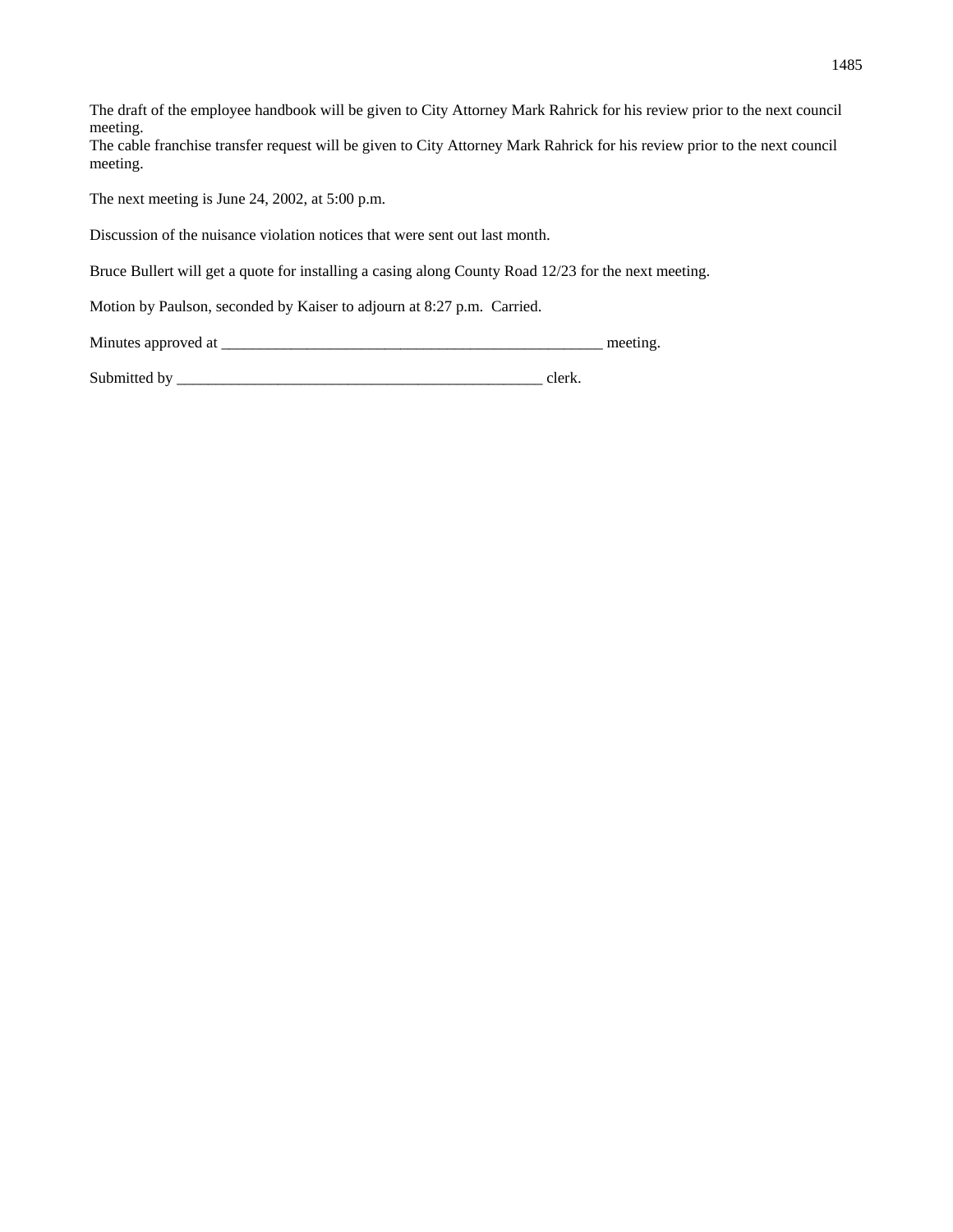The draft of the employee handbook will be given to City Attorney Mark Rahrick for his review prior to the next council meeting.
The cable franchise transfer request will be given to City Attorney Mark Rahrick for his review prior to the next council meeting.

The next meeting is June 24, 2002, at 5:00 p.m.

Discussion of the nuisance violation notices that were sent out last month.

Bruce Bullert will get a quote for installing a casing along County Road 12/23 for the next meeting.

Motion by Paulson, seconded by Kaiser to adjourn at 8:27 p.m. Carried.

Minutes approved at __________________________________________________ meeting.

Submitted by _______________________________________________ clerk.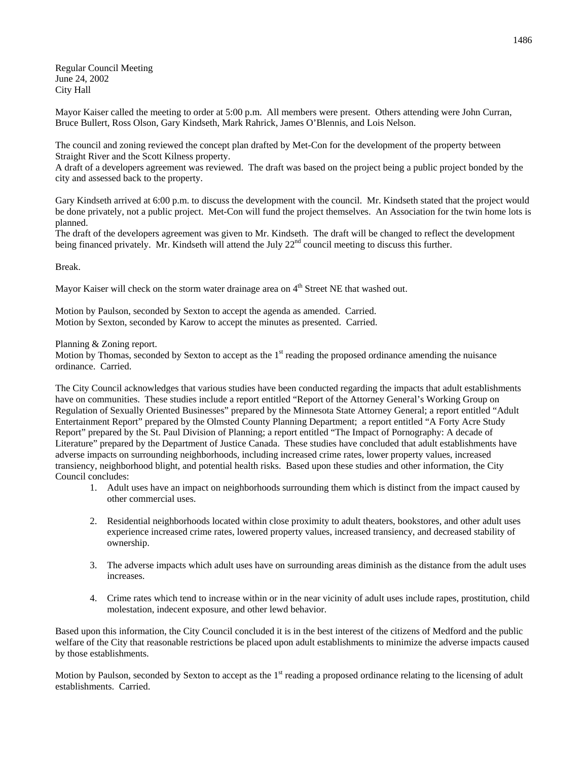Regular Council Meeting
June 24, 2002
City Hall

Mayor Kaiser called the meeting to order at 5:00 p.m. All members were present. Others attending were John Curran, Bruce Bullert, Ross Olson, Gary Kindseth, Mark Rahrick, James O'Blennis, and Lois Nelson.

The council and zoning reviewed the concept plan drafted by Met-Con for the development of the property between Straight River and the Scott Kilness property.
A draft of a developers agreement was reviewed. The draft was based on the project being a public project bonded by the city and assessed back to the property.

Gary Kindseth arrived at 6:00 p.m. to discuss the development with the council. Mr. Kindseth stated that the project would be done privately, not a public project. Met-Con will fund the project themselves. An Association for the twin home lots is planned.
The draft of the developers agreement was given to Mr. Kindseth. The draft will be changed to reflect the development being financed privately. Mr. Kindseth will attend the July 22nd council meeting to discuss this further.

Break.

Mayor Kaiser will check on the storm water drainage area on 4th Street NE that washed out.

Motion by Paulson, seconded by Sexton to accept the agenda as amended. Carried.
Motion by Sexton, seconded by Karow to accept the minutes as presented. Carried.

Planning & Zoning report.
Motion by Thomas, seconded by Sexton to accept as the 1st reading the proposed ordinance amending the nuisance ordinance. Carried.

The City Council acknowledges that various studies have been conducted regarding the impacts that adult establishments have on communities. These studies include a report entitled "Report of the Attorney General's Working Group on Regulation of Sexually Oriented Businesses" prepared by the Minnesota State Attorney General; a report entitled "Adult Entertainment Report" prepared by the Olmsted County Planning Department; a report entitled "A Forty Acre Study Report" prepared by the St. Paul Division of Planning; a report entitled "The Impact of Pornography: A decade of Literature" prepared by the Department of Justice Canada. These studies have concluded that adult establishments have adverse impacts on surrounding neighborhoods, including increased crime rates, lower property values, increased transiency, neighborhood blight, and potential health risks. Based upon these studies and other information, the City Council concludes:

1. Adult uses have an impact on neighborhoods surrounding them which is distinct from the impact caused by other commercial uses.

2. Residential neighborhoods located within close proximity to adult theaters, bookstores, and other adult uses experience increased crime rates, lowered property values, increased transiency, and decreased stability of ownership.

3. The adverse impacts which adult uses have on surrounding areas diminish as the distance from the adult uses increases.

4. Crime rates which tend to increase within or in the near vicinity of adult uses include rapes, prostitution, child molestation, indecent exposure, and other lewd behavior.

Based upon this information, the City Council concluded it is in the best interest of the citizens of Medford and the public welfare of the City that reasonable restrictions be placed upon adult establishments to minimize the adverse impacts caused by those establishments.

Motion by Paulson, seconded by Sexton to accept as the 1st reading a proposed ordinance relating to the licensing of adult establishments. Carried.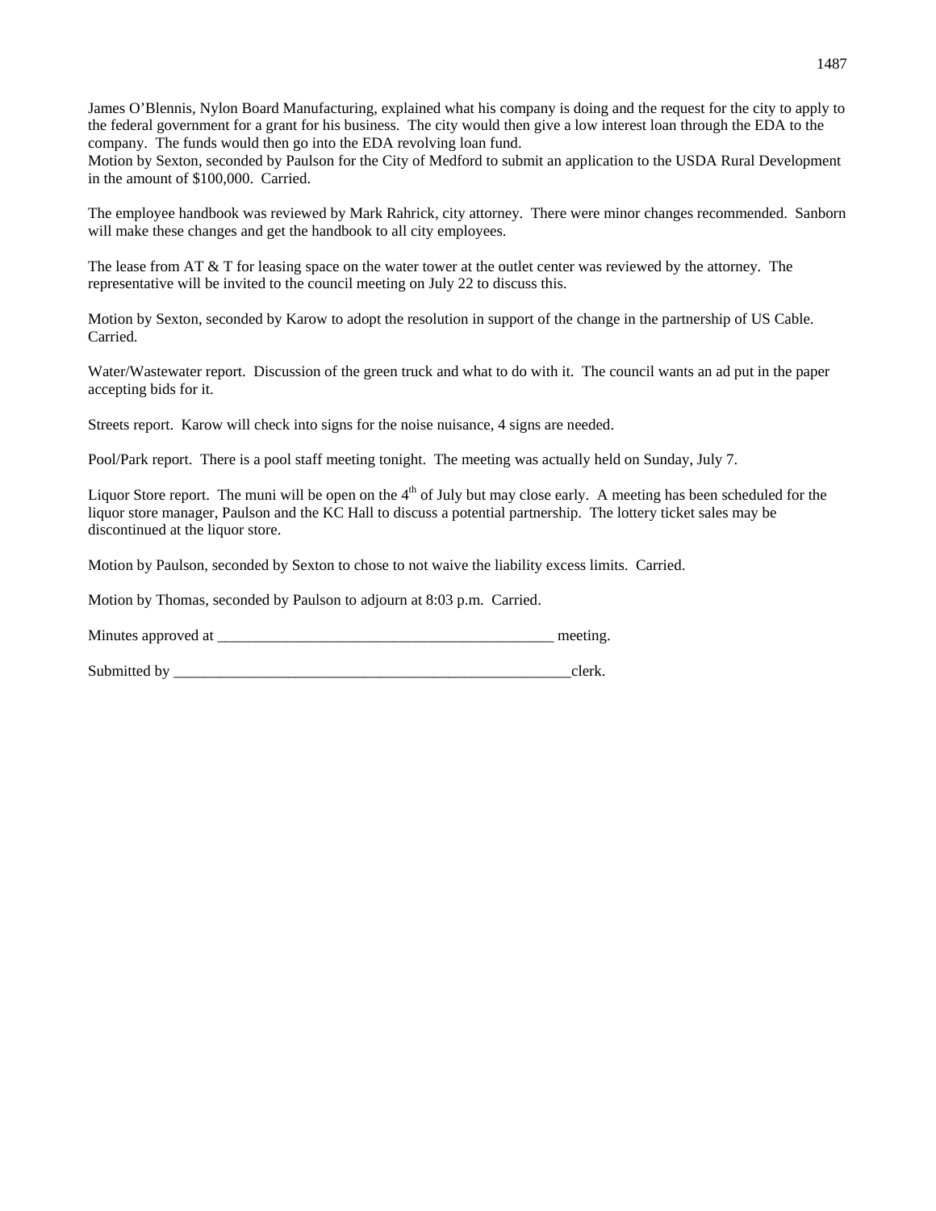James O'Blennis, Nylon Board Manufacturing, explained what his company is doing and the request for the city to apply to the federal government for a grant for his business. The city would then give a low interest loan through the EDA to the company. The funds would then go into the EDA revolving loan fund.
Motion by Sexton, seconded by Paulson for the City of Medford to submit an application to the USDA Rural Development in the amount of $100,000. Carried.

The employee handbook was reviewed by Mark Rahrick, city attorney. There were minor changes recommended. Sanborn will make these changes and get the handbook to all city employees.

The lease from AT & T for leasing space on the water tower at the outlet center was reviewed by the attorney. The representative will be invited to the council meeting on July 22 to discuss this.

Motion by Sexton, seconded by Karow to adopt the resolution in support of the change in the partnership of US Cable. Carried.

Water/Wastewater report. Discussion of the green truck and what to do with it. The council wants an ad put in the paper accepting bids for it.

Streets report. Karow will check into signs for the noise nuisance, 4 signs are needed.

Pool/Park report. There is a pool staff meeting tonight. The meeting was actually held on Sunday, July 7.

Liquor Store report. The muni will be open on the 4th of July but may close early. A meeting has been scheduled for the liquor store manager, Paulson and the KC Hall to discuss a potential partnership. The lottery ticket sales may be discontinued at the liquor store.

Motion by Paulson, seconded by Sexton to chose to not waive the liability excess limits. Carried.

Motion by Thomas, seconded by Paulson to adjourn at 8:03 p.m. Carried.

Minutes approved at _____________________________________________ meeting.

Submitted by ______________________________________________________clerk.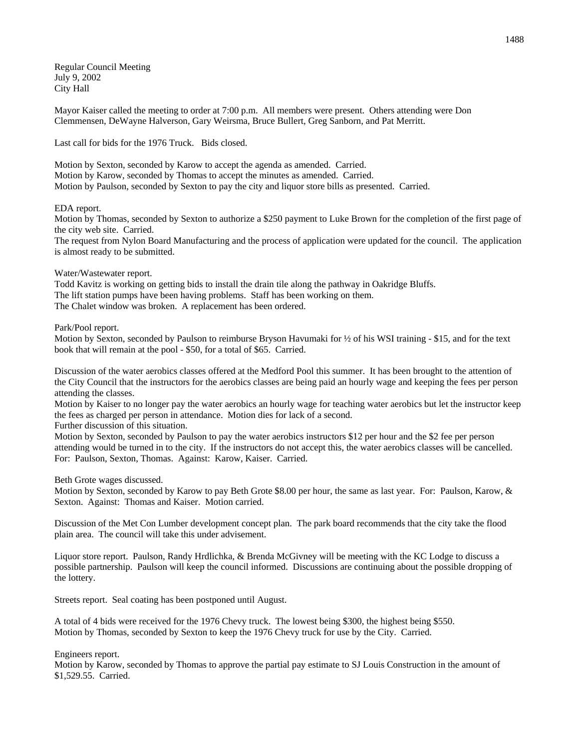Regular Council Meeting
July 9, 2002
City Hall

Mayor Kaiser called the meeting to order at 7:00 p.m. All members were present. Others attending were Don Clemmensen, DeWayne Halverson, Gary Weirsma, Bruce Bullert, Greg Sanborn, and Pat Merritt.

Last call for bids for the 1976 Truck. Bids closed.

Motion by Sexton, seconded by Karow to accept the agenda as amended. Carried.
Motion by Karow, seconded by Thomas to accept the minutes as amended. Carried.
Motion by Paulson, seconded by Sexton to pay the city and liquor store bills as presented. Carried.

EDA report.
Motion by Thomas, seconded by Sexton to authorize a $250 payment to Luke Brown for the completion of the first page of the city web site. Carried.
The request from Nylon Board Manufacturing and the process of application were updated for the council. The application is almost ready to be submitted.

Water/Wastewater report.
Todd Kavitz is working on getting bids to install the drain tile along the pathway in Oakridge Bluffs.
The lift station pumps have been having problems. Staff has been working on them.
The Chalet window was broken. A replacement has been ordered.

Park/Pool report.
Motion by Sexton, seconded by Paulson to reimburse Bryson Havumaki for ½ of his WSI training - $15, and for the text book that will remain at the pool - $50, for a total of $65. Carried.

Discussion of the water aerobics classes offered at the Medford Pool this summer. It has been brought to the attention of the City Council that the instructors for the aerobics classes are being paid an hourly wage and keeping the fees per person attending the classes.
Motion by Kaiser to no longer pay the water aerobics an hourly wage for teaching water aerobics but let the instructor keep the fees as charged per person in attendance. Motion dies for lack of a second.
Further discussion of this situation.
Motion by Sexton, seconded by Paulson to pay the water aerobics instructors $12 per hour and the $2 fee per person attending would be turned in to the city. If the instructors do not accept this, the water aerobics classes will be cancelled. For: Paulson, Sexton, Thomas. Against: Karow, Kaiser. Carried.

Beth Grote wages discussed.
Motion by Sexton, seconded by Karow to pay Beth Grote $8.00 per hour, the same as last year. For: Paulson, Karow, & Sexton. Against: Thomas and Kaiser. Motion carried.

Discussion of the Met Con Lumber development concept plan. The park board recommends that the city take the flood plain area. The council will take this under advisement.

Liquor store report. Paulson, Randy Hrdlichka, & Brenda McGivney will be meeting with the KC Lodge to discuss a possible partnership. Paulson will keep the council informed. Discussions are continuing about the possible dropping of the lottery.

Streets report. Seal coating has been postponed until August.

A total of 4 bids were received for the 1976 Chevy truck. The lowest being $300, the highest being $550.
Motion by Thomas, seconded by Sexton to keep the 1976 Chevy truck for use by the City. Carried.

Engineers report.
Motion by Karow, seconded by Thomas to approve the partial pay estimate to SJ Louis Construction in the amount of $1,529.55. Carried.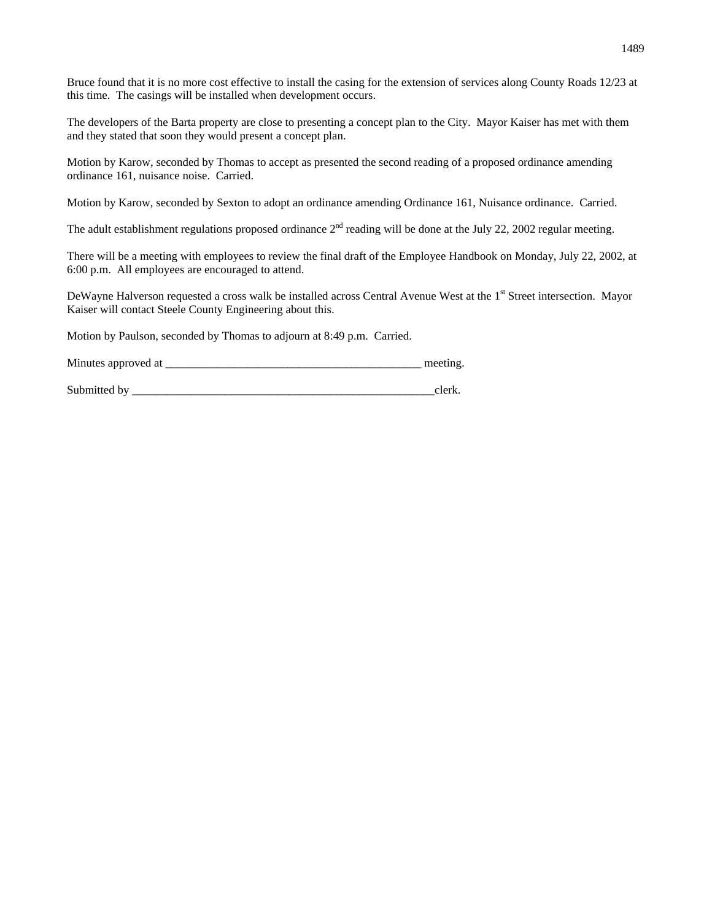Bruce found that it is no more cost effective to install the casing for the extension of services along County Roads 12/23 at this time. The casings will be installed when development occurs.

The developers of the Barta property are close to presenting a concept plan to the City. Mayor Kaiser has met with them and they stated that soon they would present a concept plan.

Motion by Karow, seconded by Thomas to accept as presented the second reading of a proposed ordinance amending ordinance 161, nuisance noise. Carried.

Motion by Karow, seconded by Sexton to adopt an ordinance amending Ordinance 161, Nuisance ordinance. Carried.

The adult establishment regulations proposed ordinance 2nd reading will be done at the July 22, 2002 regular meeting.

There will be a meeting with employees to review the final draft of the Employee Handbook on Monday, July 22, 2002, at 6:00 p.m. All employees are encouraged to attend.

DeWayne Halverson requested a cross walk be installed across Central Avenue West at the 1st Street intersection. Mayor Kaiser will contact Steele County Engineering about this.

Motion by Paulson, seconded by Thomas to adjourn at 8:49 p.m. Carried.

Minutes approved at ____________________________________________ meeting.

Submitted by ______________________________________________________clerk.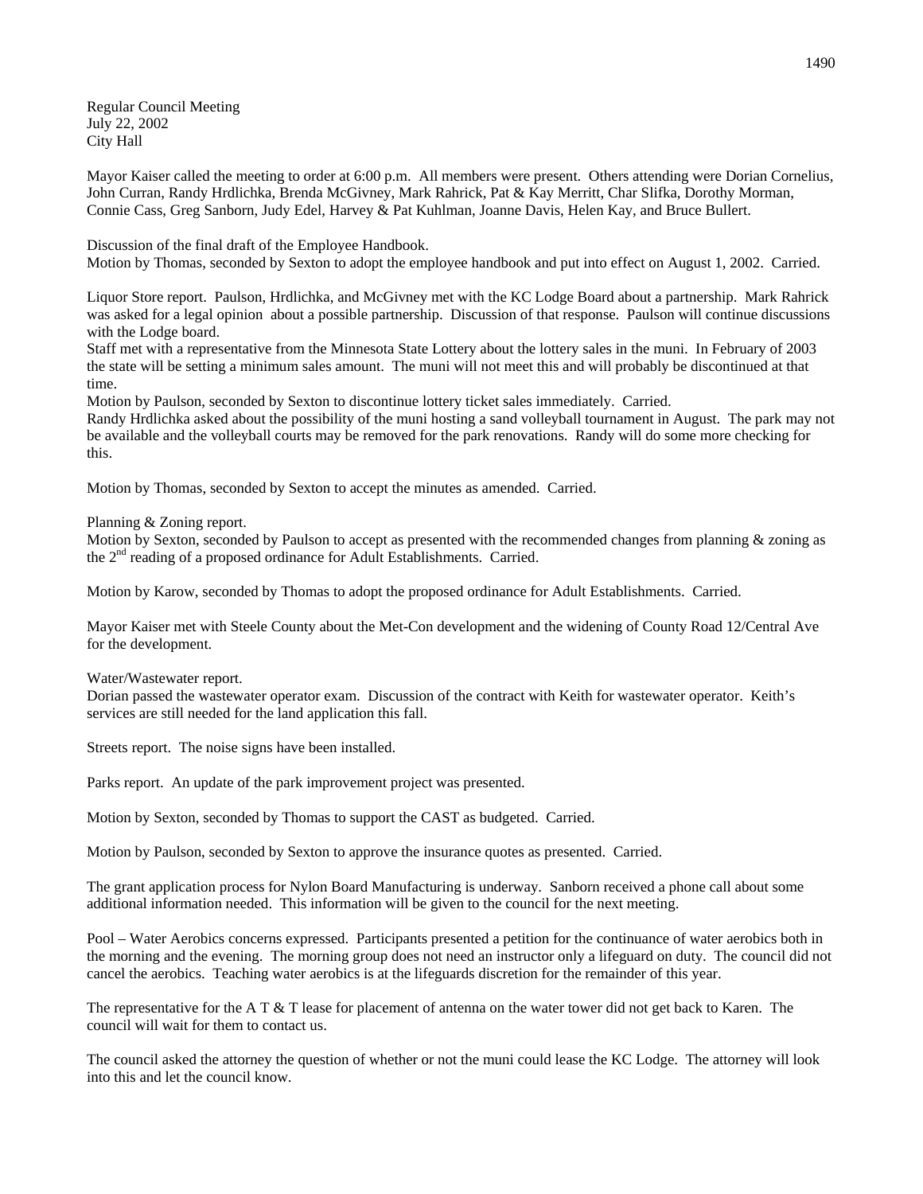Regular Council Meeting
July 22, 2002
City Hall

Mayor Kaiser called the meeting to order at 6:00 p.m. All members were present. Others attending were Dorian Cornelius, John Curran, Randy Hrdlichka, Brenda McGivney, Mark Rahrick, Pat & Kay Merritt, Char Slifka, Dorothy Morman, Connie Cass, Greg Sanborn, Judy Edel, Harvey & Pat Kuhlman, Joanne Davis, Helen Kay, and Bruce Bullert.

Discussion of the final draft of the Employee Handbook.
Motion by Thomas, seconded by Sexton to adopt the employee handbook and put into effect on August 1, 2002. Carried.

Liquor Store report. Paulson, Hrdlichka, and McGivney met with the KC Lodge Board about a partnership. Mark Rahrick was asked for a legal opinion about a possible partnership. Discussion of that response. Paulson will continue discussions with the Lodge board.
Staff met with a representative from the Minnesota State Lottery about the lottery sales in the muni. In February of 2003 the state will be setting a minimum sales amount. The muni will not meet this and will probably be discontinued at that time.
Motion by Paulson, seconded by Sexton to discontinue lottery ticket sales immediately. Carried.
Randy Hrdlichka asked about the possibility of the muni hosting a sand volleyball tournament in August. The park may not be available and the volleyball courts may be removed for the park renovations. Randy will do some more checking for this.

Motion by Thomas, seconded by Sexton to accept the minutes as amended. Carried.

Planning & Zoning report.
Motion by Sexton, seconded by Paulson to accept as presented with the recommended changes from planning & zoning as the 2nd reading of a proposed ordinance for Adult Establishments. Carried.

Motion by Karow, seconded by Thomas to adopt the proposed ordinance for Adult Establishments. Carried.

Mayor Kaiser met with Steele County about the Met-Con development and the widening of County Road 12/Central Ave for the development.

Water/Wastewater report.
Dorian passed the wastewater operator exam. Discussion of the contract with Keith for wastewater operator. Keith's services are still needed for the land application this fall.

Streets report. The noise signs have been installed.

Parks report. An update of the park improvement project was presented.

Motion by Sexton, seconded by Thomas to support the CAST as budgeted. Carried.

Motion by Paulson, seconded by Sexton to approve the insurance quotes as presented. Carried.

The grant application process for Nylon Board Manufacturing is underway. Sanborn received a phone call about some additional information needed. This information will be given to the council for the next meeting.

Pool – Water Aerobics concerns expressed. Participants presented a petition for the continuance of water aerobics both in the morning and the evening. The morning group does not need an instructor only a lifeguard on duty. The council did not cancel the aerobics. Teaching water aerobics is at the lifeguards discretion for the remainder of this year.

The representative for the A T & T lease for placement of antenna on the water tower did not get back to Karen. The council will wait for them to contact us.

The council asked the attorney the question of whether or not the muni could lease the KC Lodge. The attorney will look into this and let the council know.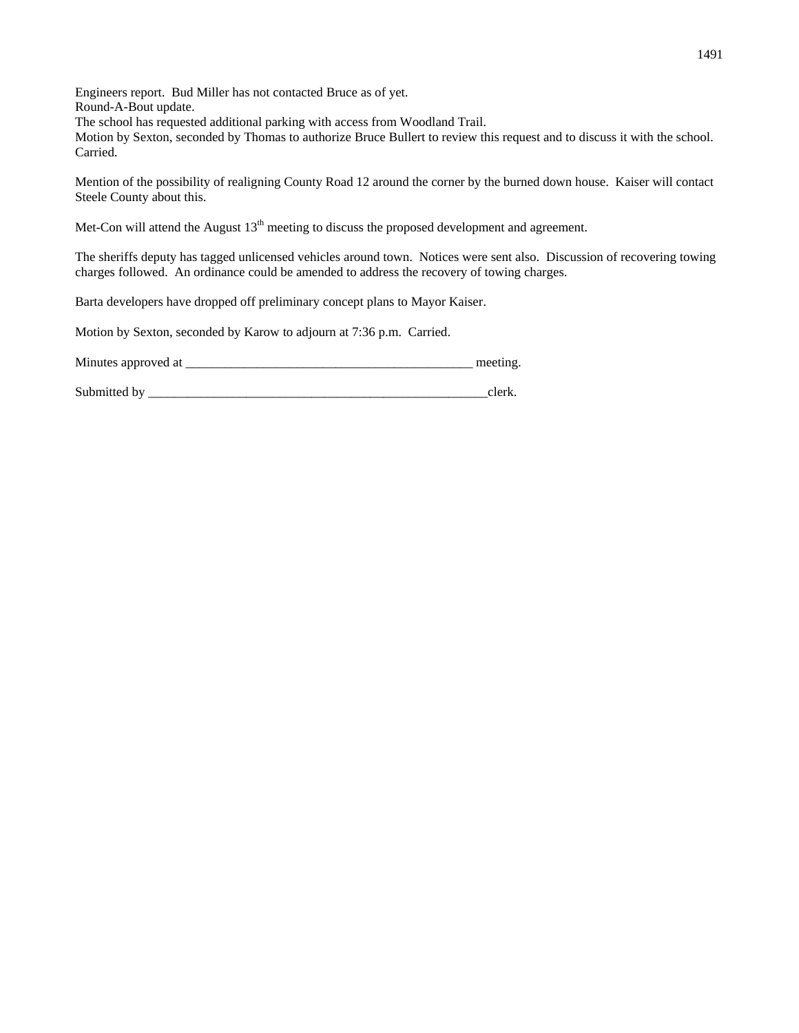Engineers report. Bud Miller has not contacted Bruce as of yet.
Round-A-Bout update.
The school has requested additional parking with access from Woodland Trail.
Motion by Sexton, seconded by Thomas to authorize Bruce Bullert to review this request and to discuss it with the school. Carried.

Mention of the possibility of realigning County Road 12 around the corner by the burned down house. Kaiser will contact Steele County about this.

Met-Con will attend the August 13th meeting to discuss the proposed development and agreement.

The sheriffs deputy has tagged unlicensed vehicles around town. Notices were sent also. Discussion of recovering towing charges followed. An ordinance could be amended to address the recovery of towing charges.

Barta developers have dropped off preliminary concept plans to Mayor Kaiser.

Motion by Sexton, seconded by Karow to adjourn at 7:36 p.m. Carried.

Minutes approved at _____________________________________________ meeting.

Submitted by _____________________________________________________clerk.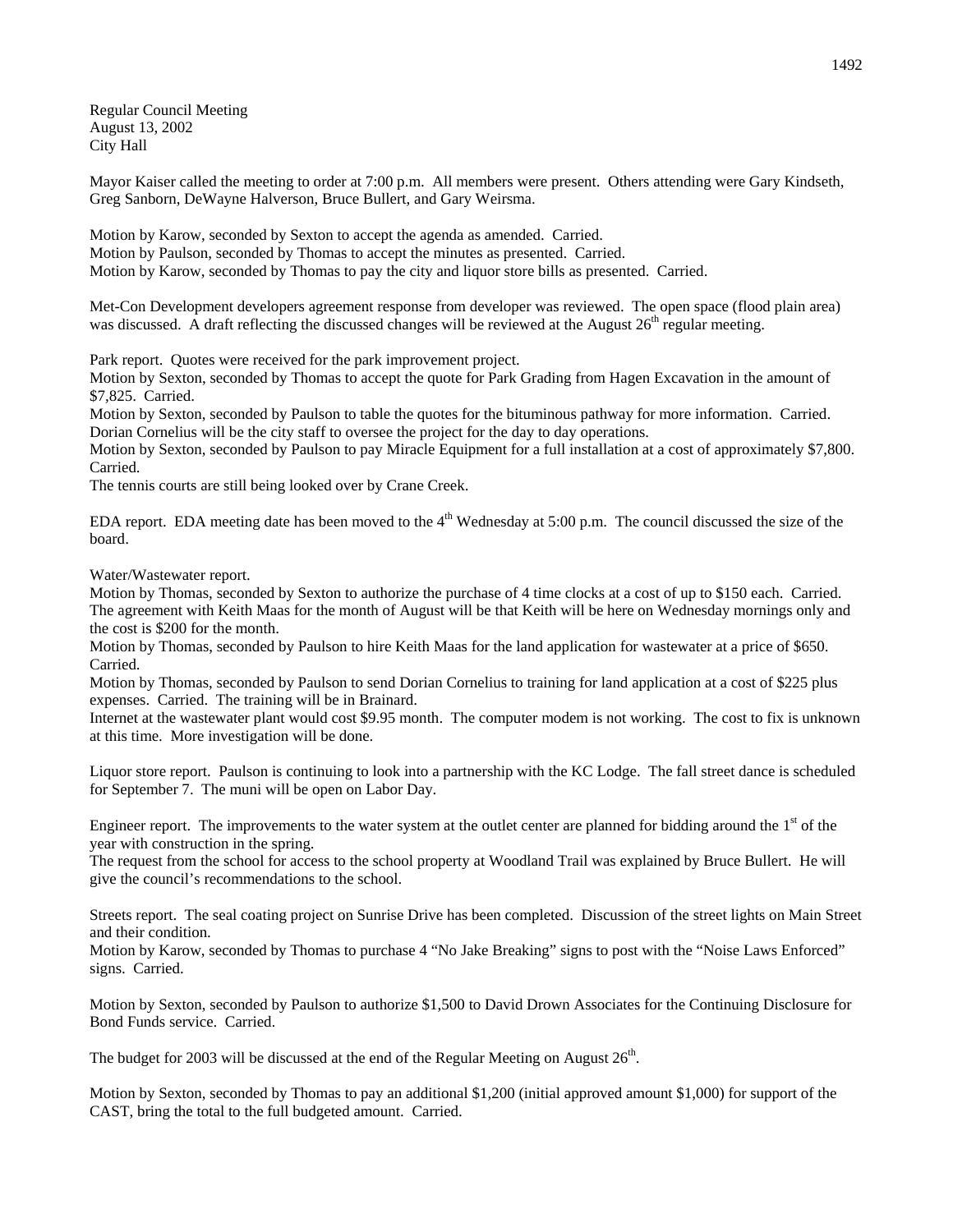Regular Council Meeting
August 13, 2002
City Hall

Mayor Kaiser called the meeting to order at 7:00 p.m. All members were present. Others attending were Gary Kindseth, Greg Sanborn, DeWayne Halverson, Bruce Bullert, and Gary Weirsma.

Motion by Karow, seconded by Sexton to accept the agenda as amended. Carried.
Motion by Paulson, seconded by Thomas to accept the minutes as presented. Carried.
Motion by Karow, seconded by Thomas to pay the city and liquor store bills as presented. Carried.

Met-Con Development developers agreement response from developer was reviewed. The open space (flood plain area) was discussed. A draft reflecting the discussed changes will be reviewed at the August 26th regular meeting.

Park report. Quotes were received for the park improvement project.
Motion by Sexton, seconded by Thomas to accept the quote for Park Grading from Hagen Excavation in the amount of $7,825. Carried.
Motion by Sexton, seconded by Paulson to table the quotes for the bituminous pathway for more information. Carried.
Dorian Cornelius will be the city staff to oversee the project for the day to day operations.
Motion by Sexton, seconded by Paulson to pay Miracle Equipment for a full installation at a cost of approximately $7,800. Carried.
The tennis courts are still being looked over by Crane Creek.

EDA report. EDA meeting date has been moved to the 4th Wednesday at 5:00 p.m. The council discussed the size of the board.

Water/Wastewater report.
Motion by Thomas, seconded by Sexton to authorize the purchase of 4 time clocks at a cost of up to $150 each. Carried.
The agreement with Keith Maas for the month of August will be that Keith will be here on Wednesday mornings only and the cost is $200 for the month.
Motion by Thomas, seconded by Paulson to hire Keith Maas for the land application for wastewater at a price of $650. Carried.
Motion by Thomas, seconded by Paulson to send Dorian Cornelius to training for land application at a cost of $225 plus expenses. Carried. The training will be in Brainard.
Internet at the wastewater plant would cost $9.95 month. The computer modem is not working. The cost to fix is unknown at this time. More investigation will be done.

Liquor store report. Paulson is continuing to look into a partnership with the KC Lodge. The fall street dance is scheduled for September 7. The muni will be open on Labor Day.

Engineer report. The improvements to the water system at the outlet center are planned for bidding around the 1st of the year with construction in the spring.
The request from the school for access to the school property at Woodland Trail was explained by Bruce Bullert. He will give the council's recommendations to the school.

Streets report. The seal coating project on Sunrise Drive has been completed. Discussion of the street lights on Main Street and their condition.
Motion by Karow, seconded by Thomas to purchase 4 "No Jake Breaking" signs to post with the "Noise Laws Enforced" signs. Carried.

Motion by Sexton, seconded by Paulson to authorize $1,500 to David Drown Associates for the Continuing Disclosure for Bond Funds service. Carried.

The budget for 2003 will be discussed at the end of the Regular Meeting on August 26th.

Motion by Sexton, seconded by Thomas to pay an additional $1,200 (initial approved amount $1,000) for support of the CAST, bring the total to the full budgeted amount. Carried.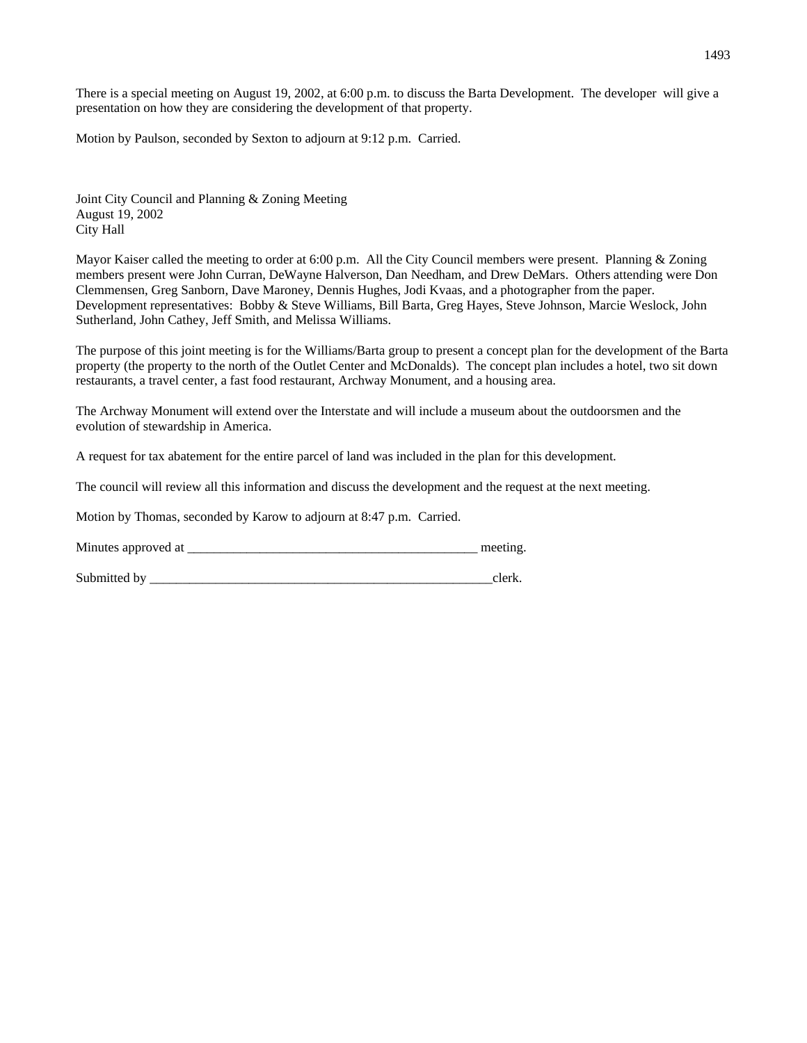There is a special meeting on August 19, 2002, at 6:00 p.m. to discuss the Barta Development. The developer will give a presentation on how they are considering the development of that property.

Motion by Paulson, seconded by Sexton to adjourn at 9:12 p.m. Carried.

Joint City Council and Planning & Zoning Meeting
August 19, 2002
City Hall

Mayor Kaiser called the meeting to order at 6:00 p.m. All the City Council members were present. Planning & Zoning members present were John Curran, DeWayne Halverson, Dan Needham, and Drew DeMars. Others attending were Don Clemmensen, Greg Sanborn, Dave Maroney, Dennis Hughes, Jodi Kvaas, and a photographer from the paper. Development representatives: Bobby & Steve Williams, Bill Barta, Greg Hayes, Steve Johnson, Marcie Weslock, John Sutherland, John Cathey, Jeff Smith, and Melissa Williams.

The purpose of this joint meeting is for the Williams/Barta group to present a concept plan for the development of the Barta property (the property to the north of the Outlet Center and McDonalds). The concept plan includes a hotel, two sit down restaurants, a travel center, a fast food restaurant, Archway Monument, and a housing area.

The Archway Monument will extend over the Interstate and will include a museum about the outdoorsmen and the evolution of stewardship in America.

A request for tax abatement for the entire parcel of land was included in the plan for this development.

The council will review all this information and discuss the development and the request at the next meeting.

Motion by Thomas, seconded by Karow to adjourn at 8:47 p.m. Carried.

Minutes approved at _____________________________________________ meeting.

Submitted by ______________________________________________________clerk.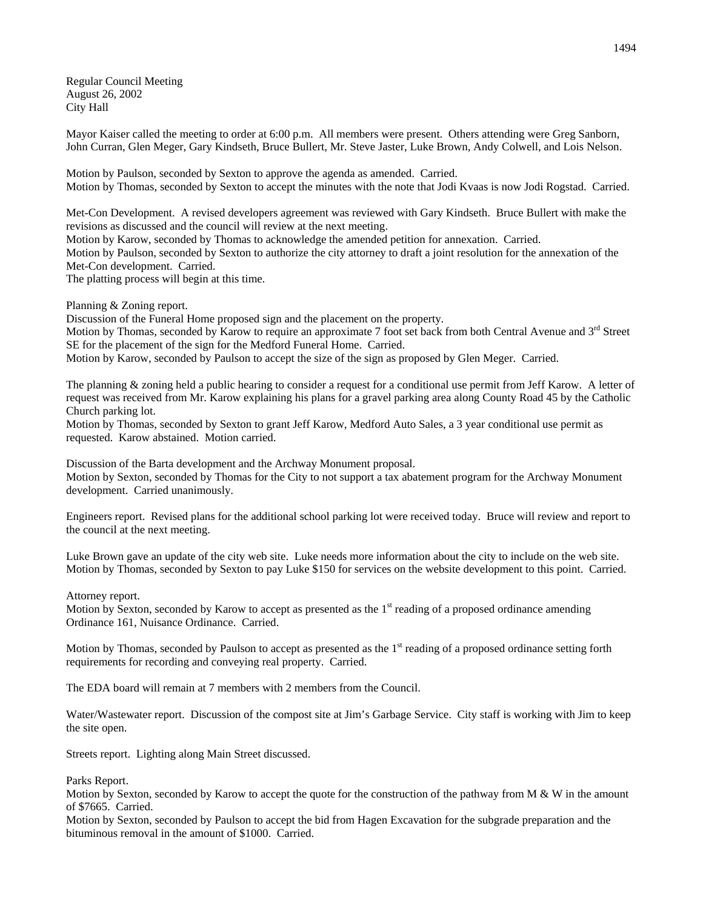Regular Council Meeting
August 26, 2002
City Hall

Mayor Kaiser called the meeting to order at 6:00 p.m. All members were present. Others attending were Greg Sanborn, John Curran, Glen Meger, Gary Kindseth, Bruce Bullert, Mr. Steve Jaster, Luke Brown, Andy Colwell, and Lois Nelson.

Motion by Paulson, seconded by Sexton to approve the agenda as amended. Carried.
Motion by Thomas, seconded by Sexton to accept the minutes with the note that Jodi Kvaas is now Jodi Rogstad. Carried.

Met-Con Development. A revised developers agreement was reviewed with Gary Kindseth. Bruce Bullert with make the revisions as discussed and the council will review at the next meeting.
Motion by Karow, seconded by Thomas to acknowledge the amended petition for annexation. Carried.
Motion by Paulson, seconded by Sexton to authorize the city attorney to draft a joint resolution for the annexation of the Met-Con development. Carried.
The platting process will begin at this time.

Planning & Zoning report.
Discussion of the Funeral Home proposed sign and the placement on the property.
Motion by Thomas, seconded by Karow to require an approximate 7 foot set back from both Central Avenue and 3rd Street SE for the placement of the sign for the Medford Funeral Home. Carried.
Motion by Karow, seconded by Paulson to accept the size of the sign as proposed by Glen Meger. Carried.

The planning & zoning held a public hearing to consider a request for a conditional use permit from Jeff Karow. A letter of request was received from Mr. Karow explaining his plans for a gravel parking area along County Road 45 by the Catholic Church parking lot.
Motion by Thomas, seconded by Sexton to grant Jeff Karow, Medford Auto Sales, a 3 year conditional use permit as requested. Karow abstained. Motion carried.

Discussion of the Barta development and the Archway Monument proposal.
Motion by Sexton, seconded by Thomas for the City to not support a tax abatement program for the Archway Monument development. Carried unanimously.

Engineers report. Revised plans for the additional school parking lot were received today. Bruce will review and report to the council at the next meeting.

Luke Brown gave an update of the city web site. Luke needs more information about the city to include on the web site.
Motion by Thomas, seconded by Sexton to pay Luke $150 for services on the website development to this point. Carried.

Attorney report.
Motion by Sexton, seconded by Karow to accept as presented as the 1st reading of a proposed ordinance amending Ordinance 161, Nuisance Ordinance. Carried.

Motion by Thomas, seconded by Paulson to accept as presented as the 1st reading of a proposed ordinance setting forth requirements for recording and conveying real property. Carried.

The EDA board will remain at 7 members with 2 members from the Council.

Water/Wastewater report. Discussion of the compost site at Jim's Garbage Service. City staff is working with Jim to keep the site open.

Streets report. Lighting along Main Street discussed.

Parks Report.
Motion by Sexton, seconded by Karow to accept the quote for the construction of the pathway from M & W in the amount of $7665. Carried.
Motion by Sexton, seconded by Paulson to accept the bid from Hagen Excavation for the subgrade preparation and the bituminous removal in the amount of $1000. Carried.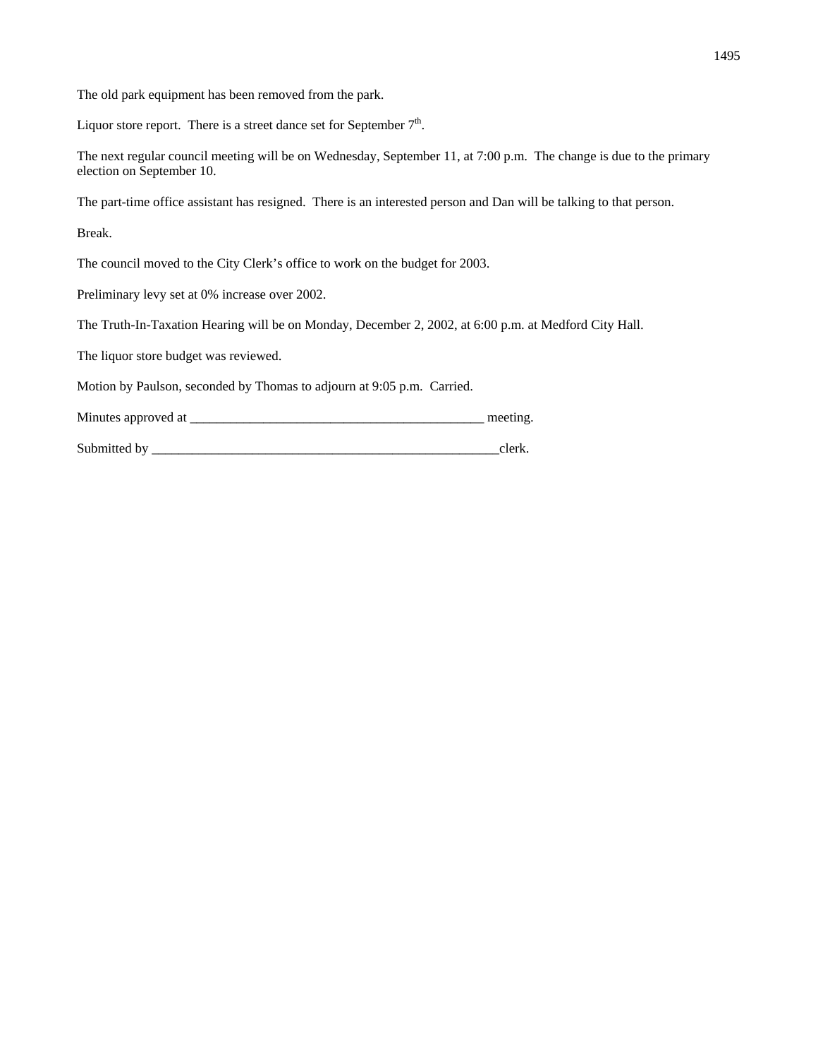The old park equipment has been removed from the park.

Liquor store report.  There is a street dance set for September 7$^{th}$.

The next regular council meeting will be on Wednesday, September 11, at 7:00 p.m.  The change is due to the primary election on September 10.

The part-time office assistant has resigned.  There is an interested person and Dan will be talking to that person.

Break.

The council moved to the City Clerk's office to work on the budget for 2003.

Preliminary levy set at 0% increase over 2002.

The Truth-In-Taxation Hearing will be on Monday, December 2, 2002, at 6:00 p.m. at Medford City Hall.

The liquor store budget was reviewed.

Motion by Paulson, seconded by Thomas to adjourn at 9:05 p.m.  Carried.

Minutes approved at _____________________________________________ meeting.

Submitted by ______________________________________________________clerk.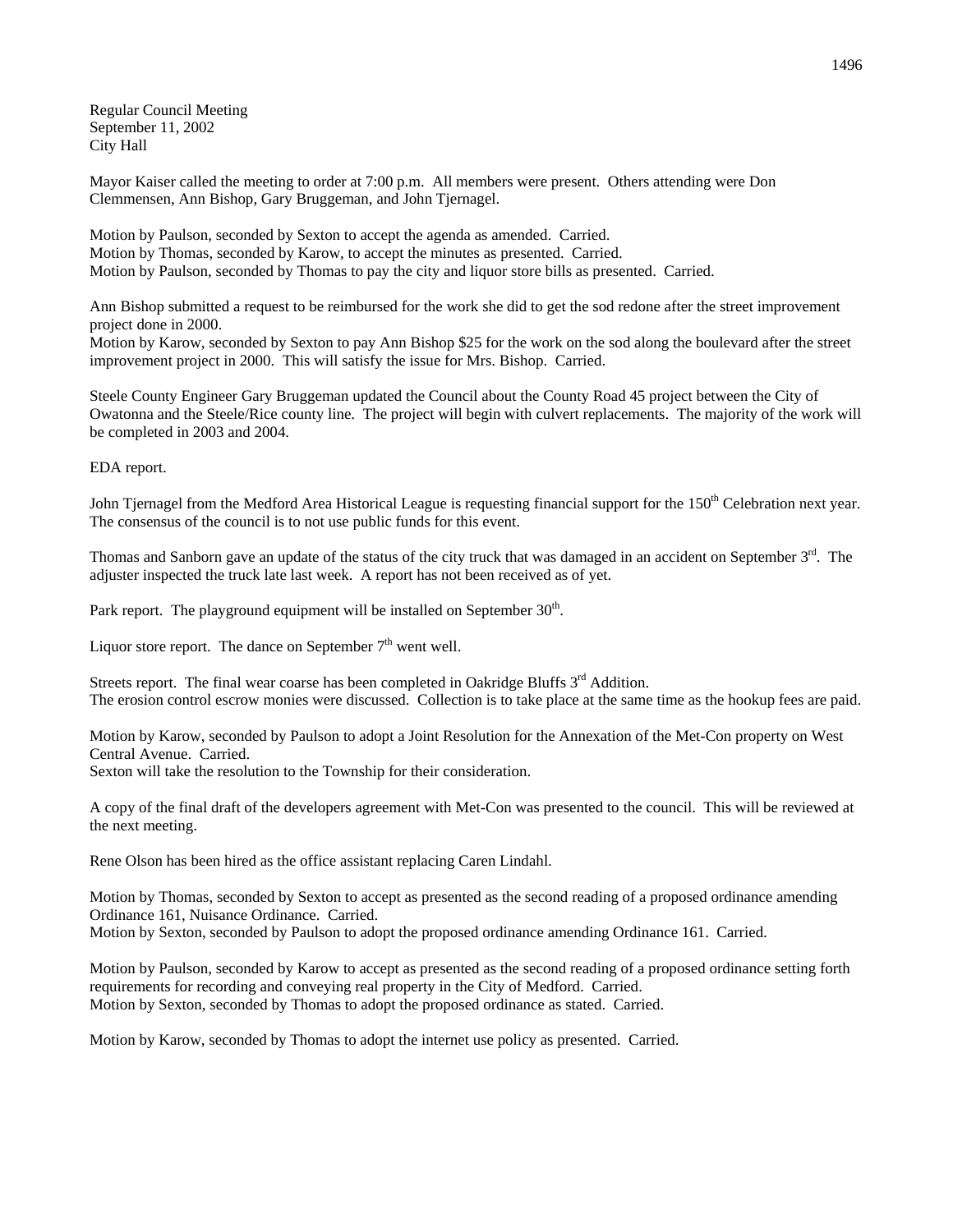Regular Council Meeting
September 11, 2002
City Hall

Mayor Kaiser called the meeting to order at 7:00 p.m. All members were present. Others attending were Don Clemmensen, Ann Bishop, Gary Bruggeman, and John Tjernagel.

Motion by Paulson, seconded by Sexton to accept the agenda as amended. Carried.
Motion by Thomas, seconded by Karow, to accept the minutes as presented. Carried.
Motion by Paulson, seconded by Thomas to pay the city and liquor store bills as presented. Carried.

Ann Bishop submitted a request to be reimbursed for the work she did to get the sod redone after the street improvement project done in 2000.
Motion by Karow, seconded by Sexton to pay Ann Bishop $25 for the work on the sod along the boulevard after the street improvement project in 2000. This will satisfy the issue for Mrs. Bishop. Carried.

Steele County Engineer Gary Bruggeman updated the Council about the County Road 45 project between the City of Owatonna and the Steele/Rice county line. The project will begin with culvert replacements. The majority of the work will be completed in 2003 and 2004.

EDA report.

John Tjernagel from the Medford Area Historical League is requesting financial support for the 150th Celebration next year. The consensus of the council is to not use public funds for this event.

Thomas and Sanborn gave an update of the status of the city truck that was damaged in an accident on September 3rd. The adjuster inspected the truck late last week. A report has not been received as of yet.

Park report. The playground equipment will be installed on September 30th.

Liquor store report. The dance on September 7th went well.

Streets report. The final wear coarse has been completed in Oakridge Bluffs 3rd Addition.
The erosion control escrow monies were discussed. Collection is to take place at the same time as the hookup fees are paid.

Motion by Karow, seconded by Paulson to adopt a Joint Resolution for the Annexation of the Met-Con property on West Central Avenue. Carried.
Sexton will take the resolution to the Township for their consideration.

A copy of the final draft of the developers agreement with Met-Con was presented to the council. This will be reviewed at the next meeting.

Rene Olson has been hired as the office assistant replacing Caren Lindahl.

Motion by Thomas, seconded by Sexton to accept as presented as the second reading of a proposed ordinance amending Ordinance 161, Nuisance Ordinance. Carried.
Motion by Sexton, seconded by Paulson to adopt the proposed ordinance amending Ordinance 161. Carried.

Motion by Paulson, seconded by Karow to accept as presented as the second reading of a proposed ordinance setting forth requirements for recording and conveying real property in the City of Medford. Carried.
Motion by Sexton, seconded by Thomas to adopt the proposed ordinance as stated. Carried.

Motion by Karow, seconded by Thomas to adopt the internet use policy as presented. Carried.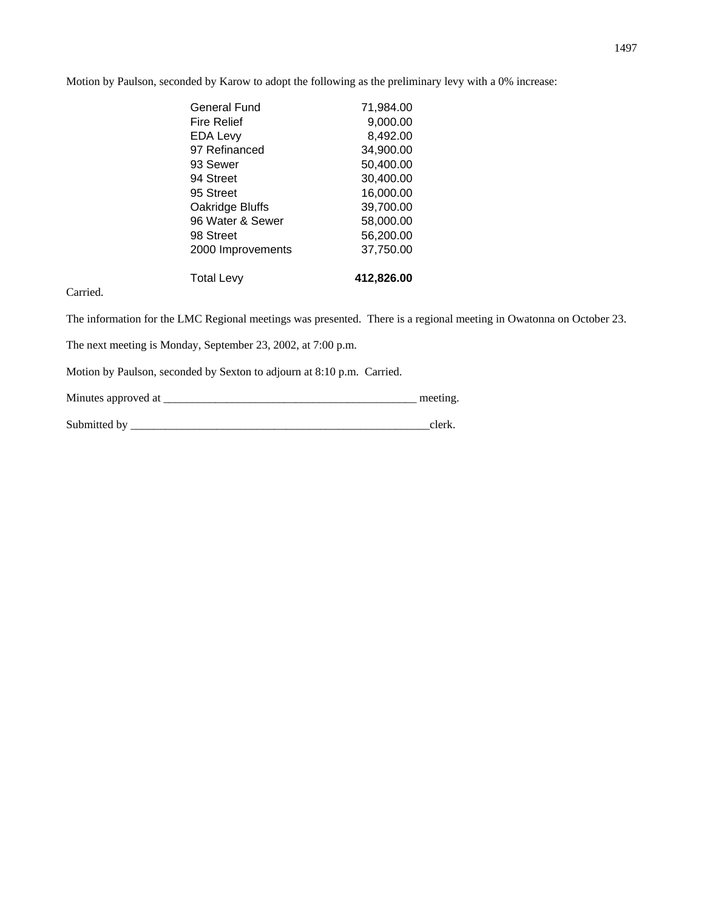Motion by Paulson, seconded by Karow to adopt the following as the preliminary levy with a 0% increase:

| | |
|---|---:|
| General Fund | 71,984.00 |
| Fire Relief | 9,000.00 |
| EDA Levy | 8,492.00 |
| 97 Refinanced | 34,900.00 |
| 93 Sewer | 50,400.00 |
| 94 Street | 30,400.00 |
| 95 Street | 16,000.00 |
| Oakridge Bluffs | 39,700.00 |
| 96 Water & Sewer | 58,000.00 |
| 98 Street | 56,200.00 |
| 2000 Improvements | 37,750.00 |
| Total Levy | **412,826.00** |

Carried.

The information for the LMC Regional meetings was presented. There is a regional meeting in Owatonna on October 23.

The next meeting is Monday, September 23, 2002, at 7:00 p.m.

Motion by Paulson, seconded by Sexton to adjourn at 8:10 p.m. Carried.

Minutes approved at _____________________________________________ meeting.

Submitted by _____________________________________________________clerk.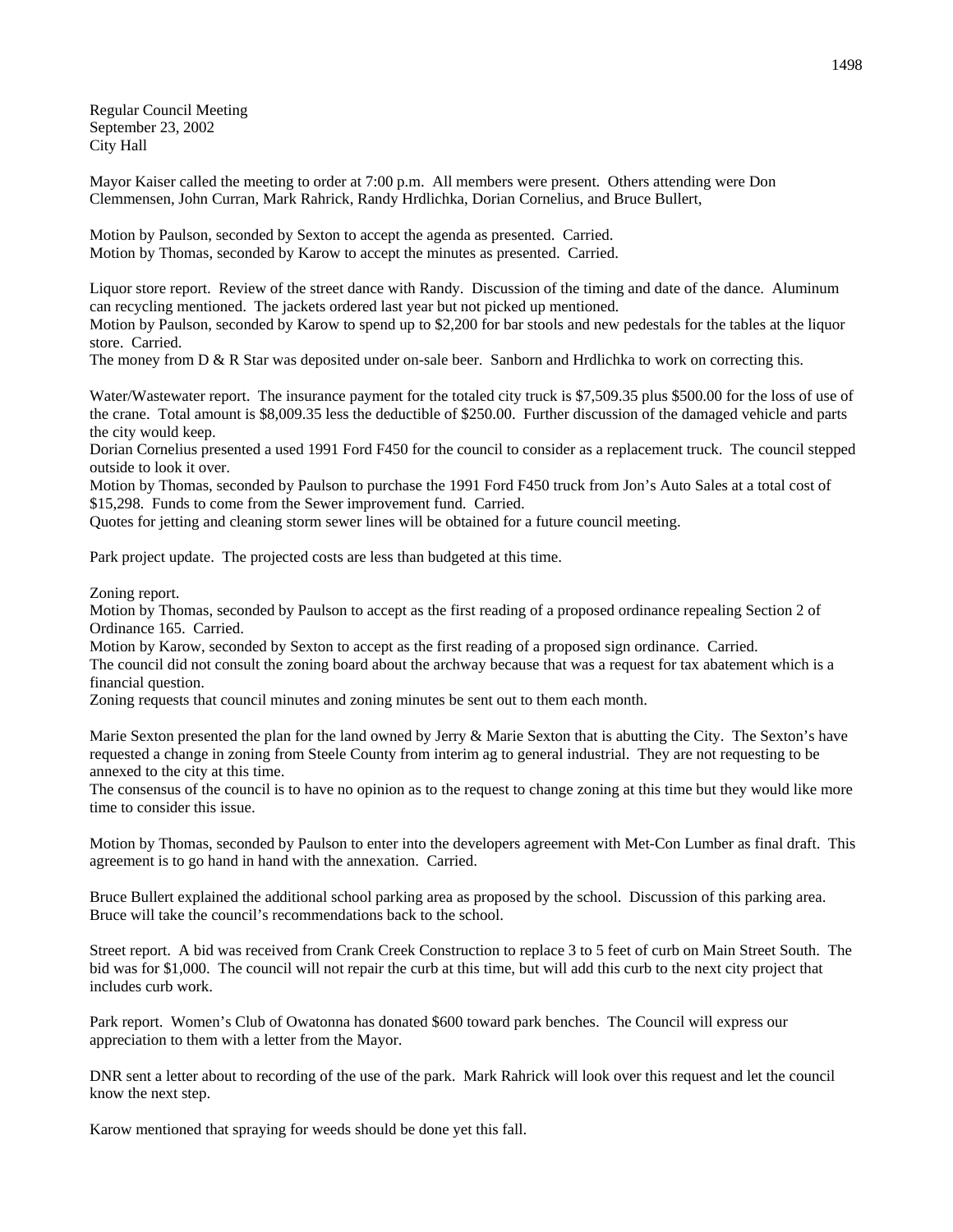Regular Council Meeting
September 23, 2002
City Hall

Mayor Kaiser called the meeting to order at 7:00 p.m. All members were present. Others attending were Don Clemmensen, John Curran, Mark Rahrick, Randy Hrdlichka, Dorian Cornelius, and Bruce Bullert,

Motion by Paulson, seconded by Sexton to accept the agenda as presented. Carried.
Motion by Thomas, seconded by Karow to accept the minutes as presented. Carried.

Liquor store report. Review of the street dance with Randy. Discussion of the timing and date of the dance. Aluminum can recycling mentioned. The jackets ordered last year but not picked up mentioned.
Motion by Paulson, seconded by Karow to spend up to $2,200 for bar stools and new pedestals for the tables at the liquor store. Carried.
The money from D & R Star was deposited under on-sale beer. Sanborn and Hrdlichka to work on correcting this.

Water/Wastewater report. The insurance payment for the totaled city truck is $7,509.35 plus $500.00 for the loss of use of the crane. Total amount is $8,009.35 less the deductible of $250.00. Further discussion of the damaged vehicle and parts the city would keep.
Dorian Cornelius presented a used 1991 Ford F450 for the council to consider as a replacement truck. The council stepped outside to look it over.
Motion by Thomas, seconded by Paulson to purchase the 1991 Ford F450 truck from Jon's Auto Sales at a total cost of $15,298. Funds to come from the Sewer improvement fund. Carried.
Quotes for jetting and cleaning storm sewer lines will be obtained for a future council meeting.

Park project update. The projected costs are less than budgeted at this time.

Zoning report.
Motion by Thomas, seconded by Paulson to accept as the first reading of a proposed ordinance repealing Section 2 of Ordinance 165. Carried.
Motion by Karow, seconded by Sexton to accept as the first reading of a proposed sign ordinance. Carried.
The council did not consult the zoning board about the archway because that was a request for tax abatement which is a financial question.
Zoning requests that council minutes and zoning minutes be sent out to them each month.

Marie Sexton presented the plan for the land owned by Jerry & Marie Sexton that is abutting the City. The Sexton's have requested a change in zoning from Steele County from interim ag to general industrial. They are not requesting to be annexed to the city at this time.
The consensus of the council is to have no opinion as to the request to change zoning at this time but they would like more time to consider this issue.

Motion by Thomas, seconded by Paulson to enter into the developers agreement with Met-Con Lumber as final draft. This agreement is to go hand in hand with the annexation. Carried.

Bruce Bullert explained the additional school parking area as proposed by the school. Discussion of this parking area. Bruce will take the council's recommendations back to the school.

Street report. A bid was received from Crank Creek Construction to replace 3 to 5 feet of curb on Main Street South. The bid was for $1,000. The council will not repair the curb at this time, but will add this curb to the next city project that includes curb work.

Park report. Women's Club of Owatonna has donated $600 toward park benches. The Council will express our appreciation to them with a letter from the Mayor.

DNR sent a letter about to recording of the use of the park. Mark Rahrick will look over this request and let the council know the next step.

Karow mentioned that spraying for weeds should be done yet this fall.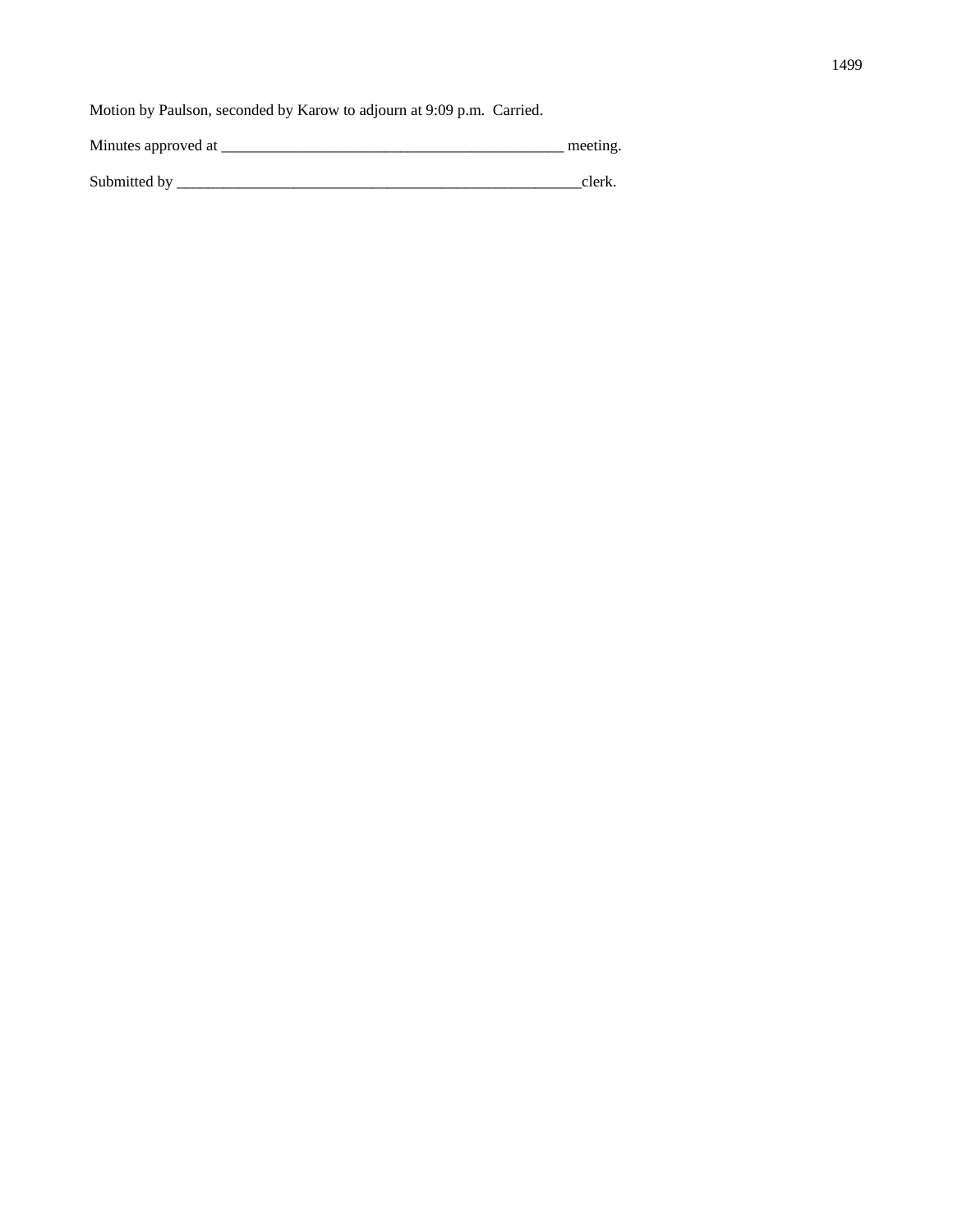Motion by Paulson, seconded by Karow to adjourn at 9:09 p.m.  Carried.

Minutes approved at _____________________________________________ meeting.

Submitted by _____________________________________________________clerk.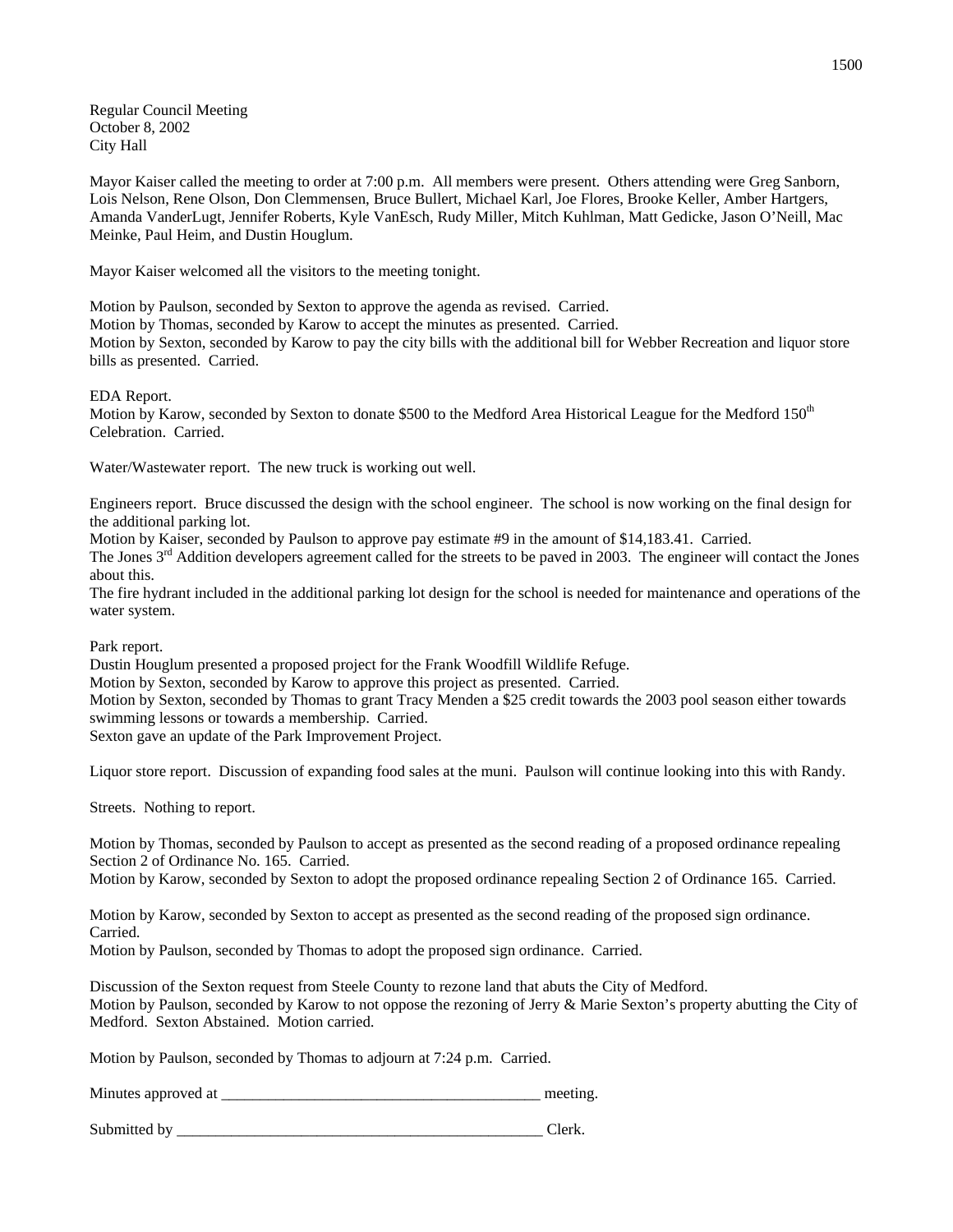Regular Council Meeting
October 8, 2002
City Hall

Mayor Kaiser called the meeting to order at 7:00 p.m. All members were present. Others attending were Greg Sanborn, Lois Nelson, Rene Olson, Don Clemmensen, Bruce Bullert, Michael Karl, Joe Flores, Brooke Keller, Amber Hartgers, Amanda VanderLugt, Jennifer Roberts, Kyle VanEsch, Rudy Miller, Mitch Kuhlman, Matt Gedicke, Jason O'Neill, Mac Meinke, Paul Heim, and Dustin Houglum.

Mayor Kaiser welcomed all the visitors to the meeting tonight.

Motion by Paulson, seconded by Sexton to approve the agenda as revised. Carried.
Motion by Thomas, seconded by Karow to accept the minutes as presented. Carried.
Motion by Sexton, seconded by Karow to pay the city bills with the additional bill for Webber Recreation and liquor store bills as presented. Carried.

EDA Report.
Motion by Karow, seconded by Sexton to donate $500 to the Medford Area Historical League for the Medford 150th Celebration. Carried.

Water/Wastewater report. The new truck is working out well.

Engineers report. Bruce discussed the design with the school engineer. The school is now working on the final design for the additional parking lot.
Motion by Kaiser, seconded by Paulson to approve pay estimate #9 in the amount of $14,183.41. Carried.
The Jones 3rd Addition developers agreement called for the streets to be paved in 2003. The engineer will contact the Jones about this.
The fire hydrant included in the additional parking lot design for the school is needed for maintenance and operations of the water system.

Park report.
Dustin Houglum presented a proposed project for the Frank Woodfill Wildlife Refuge.
Motion by Sexton, seconded by Karow to approve this project as presented. Carried.
Motion by Sexton, seconded by Thomas to grant Tracy Menden a $25 credit towards the 2003 pool season either towards swimming lessons or towards a membership. Carried.
Sexton gave an update of the Park Improvement Project.

Liquor store report. Discussion of expanding food sales at the muni. Paulson will continue looking into this with Randy.

Streets. Nothing to report.

Motion by Thomas, seconded by Paulson to accept as presented as the second reading of a proposed ordinance repealing Section 2 of Ordinance No. 165. Carried.
Motion by Karow, seconded by Sexton to adopt the proposed ordinance repealing Section 2 of Ordinance 165. Carried.

Motion by Karow, seconded by Sexton to accept as presented as the second reading of the proposed sign ordinance. Carried.
Motion by Paulson, seconded by Thomas to adopt the proposed sign ordinance. Carried.

Discussion of the Sexton request from Steele County to rezone land that abuts the City of Medford.
Motion by Paulson, seconded by Karow to not oppose the rezoning of Jerry & Marie Sexton's property abutting the City of Medford. Sexton Abstained. Motion carried.

Motion by Paulson, seconded by Thomas to adjourn at 7:24 p.m. Carried.

Minutes approved at __________________________________________ meeting.

Submitted by ________________________________________________ Clerk.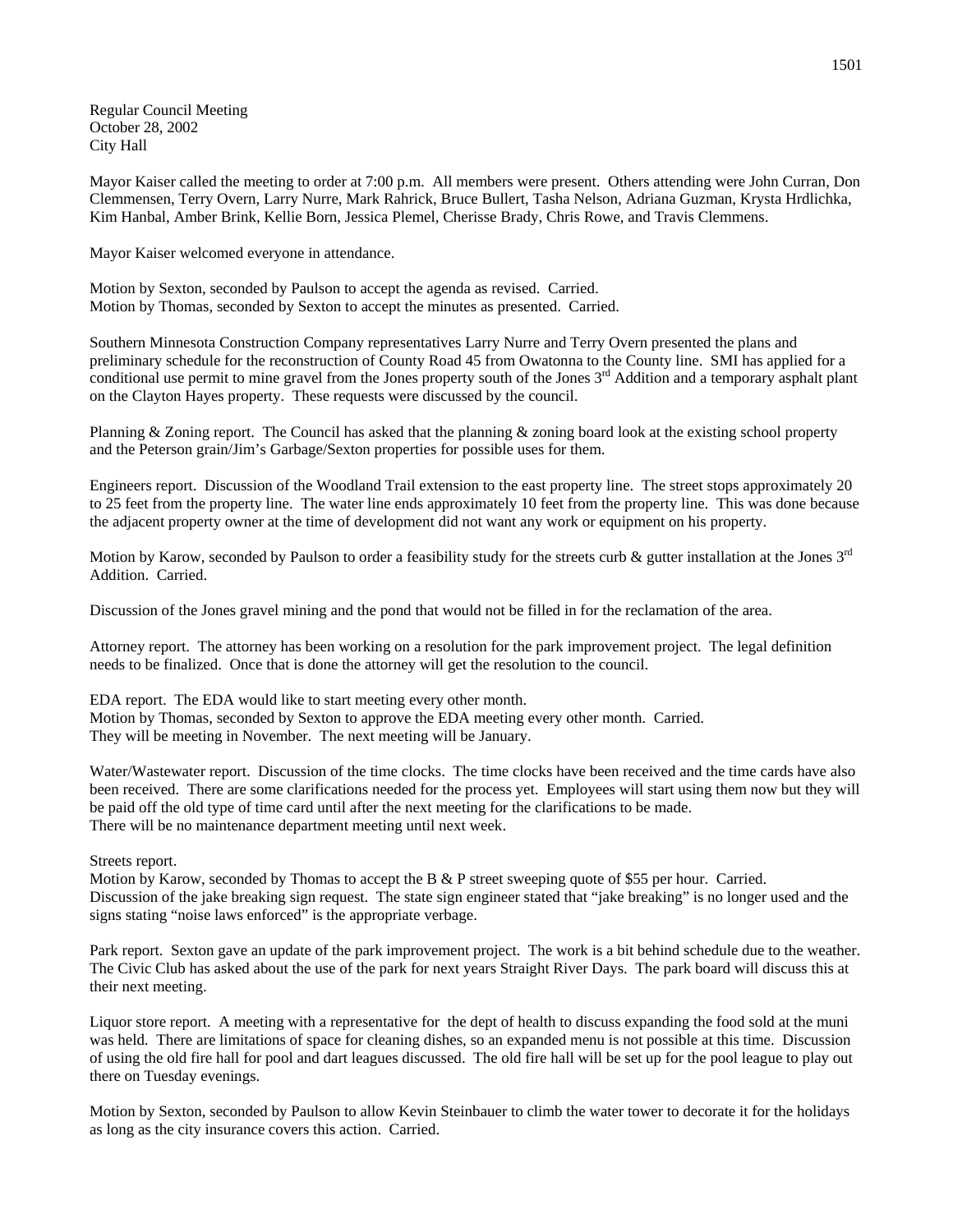Regular Council Meeting
October 28, 2002
City Hall

Mayor Kaiser called the meeting to order at 7:00 p.m. All members were present. Others attending were John Curran, Don Clemmensen, Terry Overn, Larry Nurre, Mark Rahrick, Bruce Bullert, Tasha Nelson, Adriana Guzman, Krysta Hrdlichka, Kim Hanbal, Amber Brink, Kellie Born, Jessica Plemel, Cherisse Brady, Chris Rowe, and Travis Clemmens.

Mayor Kaiser welcomed everyone in attendance.

Motion by Sexton, seconded by Paulson to accept the agenda as revised. Carried.
Motion by Thomas, seconded by Sexton to accept the minutes as presented. Carried.

Southern Minnesota Construction Company representatives Larry Nurre and Terry Overn presented the plans and preliminary schedule for the reconstruction of County Road 45 from Owatonna to the County line. SMI has applied for a conditional use permit to mine gravel from the Jones property south of the Jones 3rd Addition and a temporary asphalt plant on the Clayton Hayes property. These requests were discussed by the council.

Planning & Zoning report. The Council has asked that the planning & zoning board look at the existing school property and the Peterson grain/Jim's Garbage/Sexton properties for possible uses for them.

Engineers report. Discussion of the Woodland Trail extension to the east property line. The street stops approximately 20 to 25 feet from the property line. The water line ends approximately 10 feet from the property line. This was done because the adjacent property owner at the time of development did not want any work or equipment on his property.

Motion by Karow, seconded by Paulson to order a feasibility study for the streets curb & gutter installation at the Jones 3rd Addition. Carried.

Discussion of the Jones gravel mining and the pond that would not be filled in for the reclamation of the area.

Attorney report. The attorney has been working on a resolution for the park improvement project. The legal definition needs to be finalized. Once that is done the attorney will get the resolution to the council.

EDA report. The EDA would like to start meeting every other month.
Motion by Thomas, seconded by Sexton to approve the EDA meeting every other month. Carried.
They will be meeting in November. The next meeting will be January.

Water/Wastewater report. Discussion of the time clocks. The time clocks have been received and the time cards have also been received. There are some clarifications needed for the process yet. Employees will start using them now but they will be paid off the old type of time card until after the next meeting for the clarifications to be made.
There will be no maintenance department meeting until next week.

Streets report.
Motion by Karow, seconded by Thomas to accept the B & P street sweeping quote of $55 per hour. Carried.
Discussion of the jake breaking sign request. The state sign engineer stated that "jake breaking" is no longer used and the signs stating "noise laws enforced" is the appropriate verbage.

Park report. Sexton gave an update of the park improvement project. The work is a bit behind schedule due to the weather. The Civic Club has asked about the use of the park for next years Straight River Days. The park board will discuss this at their next meeting.

Liquor store report. A meeting with a representative for the dept of health to discuss expanding the food sold at the muni was held. There are limitations of space for cleaning dishes, so an expanded menu is not possible at this time. Discussion of using the old fire hall for pool and dart leagues discussed. The old fire hall will be set up for the pool league to play out there on Tuesday evenings.

Motion by Sexton, seconded by Paulson to allow Kevin Steinbauer to climb the water tower to decorate it for the holidays as long as the city insurance covers this action. Carried.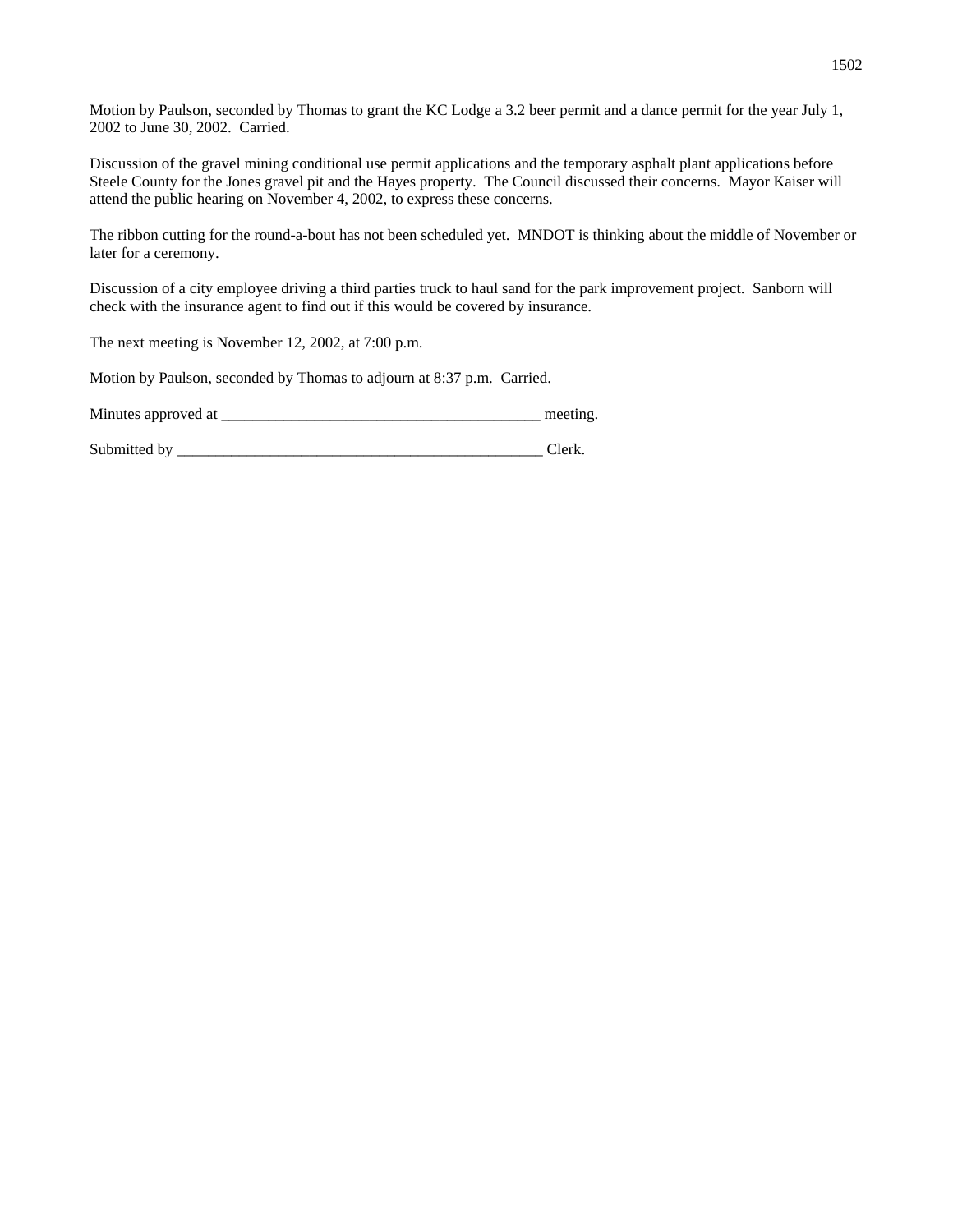Motion by Paulson, seconded by Thomas to grant the KC Lodge a 3.2 beer permit and a dance permit for the year July 1, 2002 to June 30, 2002. Carried.

Discussion of the gravel mining conditional use permit applications and the temporary asphalt plant applications before Steele County for the Jones gravel pit and the Hayes property. The Council discussed their concerns. Mayor Kaiser will attend the public hearing on November 4, 2002, to express these concerns.

The ribbon cutting for the round-a-bout has not been scheduled yet. MNDOT is thinking about the middle of November or later for a ceremony.

Discussion of a city employee driving a third parties truck to haul sand for the park improvement project. Sanborn will check with the insurance agent to find out if this would be covered by insurance.

The next meeting is November 12, 2002, at 7:00 p.m.

Motion by Paulson, seconded by Thomas to adjourn at 8:37 p.m. Carried.

Minutes approved at _________________________________________ meeting.

Submitted by _________________________________________________ Clerk.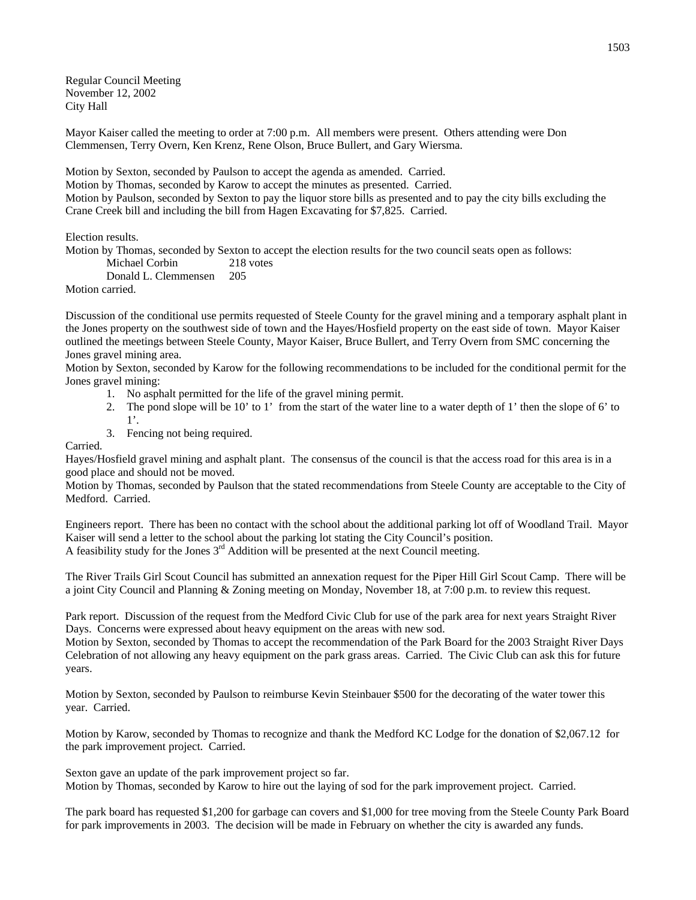Regular Council Meeting
November 12, 2002
City Hall

Mayor Kaiser called the meeting to order at 7:00 p.m. All members were present. Others attending were Don Clemmensen, Terry Overn, Ken Krenz, Rene Olson, Bruce Bullert, and Gary Wiersma.

Motion by Sexton, seconded by Paulson to accept the agenda as amended. Carried.
Motion by Thomas, seconded by Karow to accept the minutes as presented. Carried.
Motion by Paulson, seconded by Sexton to pay the liquor store bills as presented and to pay the city bills excluding the Crane Creek bill and including the bill from Hagen Excavating for $7,825. Carried.

Election results.
Motion by Thomas, seconded by Sexton to accept the election results for the two council seats open as follows:

| | |
|---|---|
| Michael Corbin | 218 votes |
| Donald L. Clemmensen | 205 |

Motion carried.

Discussion of the conditional use permits requested of Steele County for the gravel mining and a temporary asphalt plant in the Jones property on the southwest side of town and the Hayes/Hosfield property on the east side of town. Mayor Kaiser outlined the meetings between Steele County, Mayor Kaiser, Bruce Bullert, and Terry Overn from SMC concerning the Jones gravel mining area.
Motion by Sexton, seconded by Karow for the following recommendations to be included for the conditional permit for the Jones gravel mining:

1. No asphalt permitted for the life of the gravel mining permit.
2. The pond slope will be 10' to 1' from the start of the water line to a water depth of 1' then the slope of 6' to 1'.
3. Fencing not being required.

Carried.
Hayes/Hosfield gravel mining and asphalt plant. The consensus of the council is that the access road for this area is in a good place and should not be moved.
Motion by Thomas, seconded by Paulson that the stated recommendations from Steele County are acceptable to the City of Medford. Carried.

Engineers report. There has been no contact with the school about the additional parking lot off of Woodland Trail. Mayor Kaiser will send a letter to the school about the parking lot stating the City Council's position.
A feasibility study for the Jones 3rd Addition will be presented at the next Council meeting.

The River Trails Girl Scout Council has submitted an annexation request for the Piper Hill Girl Scout Camp. There will be a joint City Council and Planning & Zoning meeting on Monday, November 18, at 7:00 p.m. to review this request.

Park report. Discussion of the request from the Medford Civic Club for use of the park area for next years Straight River Days. Concerns were expressed about heavy equipment on the areas with new sod.
Motion by Sexton, seconded by Thomas to accept the recommendation of the Park Board for the 2003 Straight River Days Celebration of not allowing any heavy equipment on the park grass areas. Carried. The Civic Club can ask this for future years.

Motion by Sexton, seconded by Paulson to reimburse Kevin Steinbauer $500 for the decorating of the water tower this year. Carried.

Motion by Karow, seconded by Thomas to recognize and thank the Medford KC Lodge for the donation of $2,067.12 for the park improvement project. Carried.

Sexton gave an update of the park improvement project so far.
Motion by Thomas, seconded by Karow to hire out the laying of sod for the park improvement project. Carried.

The park board has requested $1,200 for garbage can covers and $1,000 for tree moving from the Steele County Park Board for park improvements in 2003. The decision will be made in February on whether the city is awarded any funds.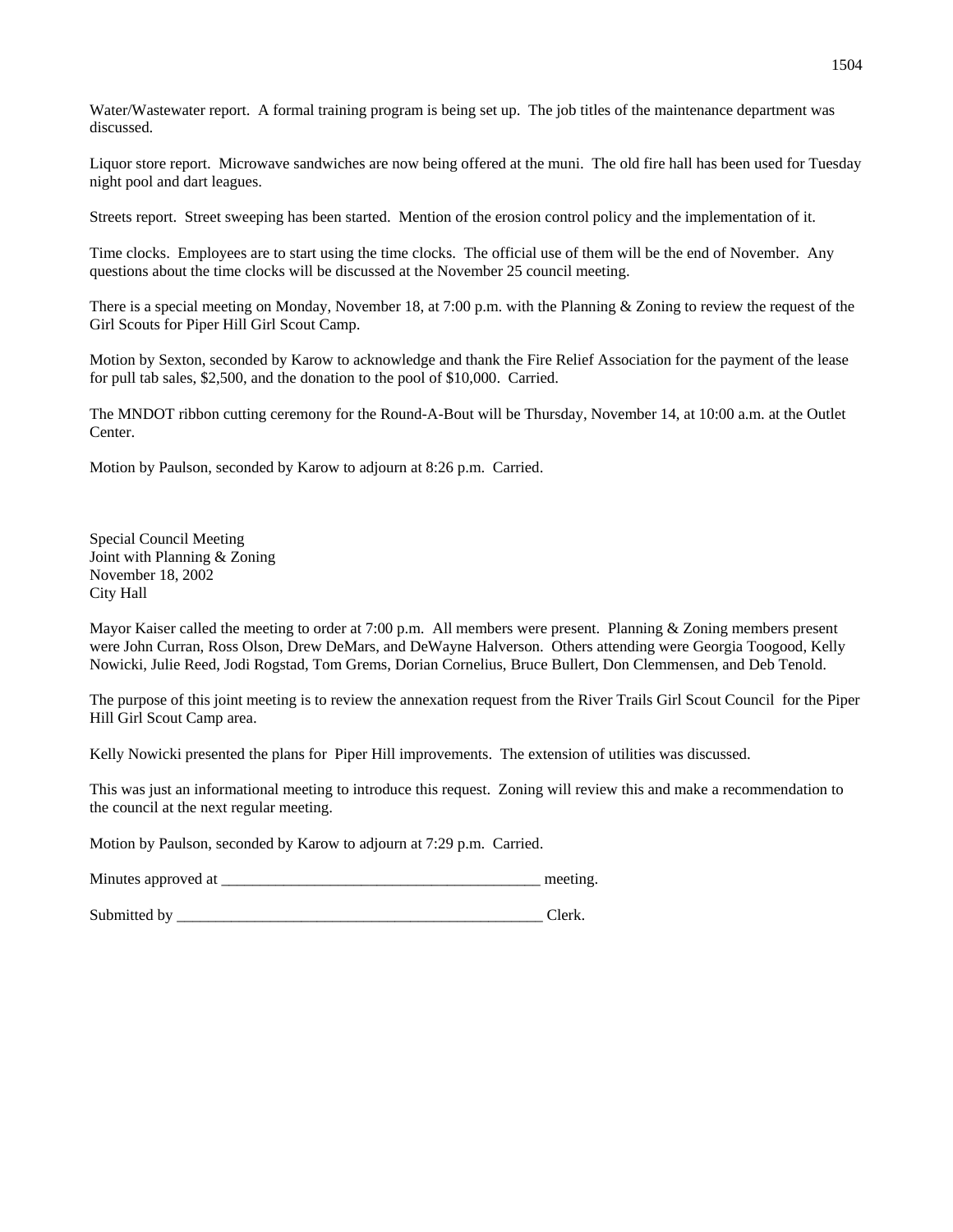Water/Wastewater report. A formal training program is being set up. The job titles of the maintenance department was discussed.

Liquor store report. Microwave sandwiches are now being offered at the muni. The old fire hall has been used for Tuesday night pool and dart leagues.

Streets report. Street sweeping has been started. Mention of the erosion control policy and the implementation of it.

Time clocks. Employees are to start using the time clocks. The official use of them will be the end of November. Any questions about the time clocks will be discussed at the November 25 council meeting.

There is a special meeting on Monday, November 18, at 7:00 p.m. with the Planning & Zoning to review the request of the Girl Scouts for Piper Hill Girl Scout Camp.

Motion by Sexton, seconded by Karow to acknowledge and thank the Fire Relief Association for the payment of the lease for pull tab sales, $2,500, and the donation to the pool of $10,000. Carried.

The MNDOT ribbon cutting ceremony for the Round-A-Bout will be Thursday, November 14, at 10:00 a.m. at the Outlet Center.

Motion by Paulson, seconded by Karow to adjourn at 8:26 p.m. Carried.

Special Council Meeting
Joint with Planning & Zoning
November 18, 2002
City Hall

Mayor Kaiser called the meeting to order at 7:00 p.m. All members were present. Planning & Zoning members present were John Curran, Ross Olson, Drew DeMars, and DeWayne Halverson. Others attending were Georgia Toogood, Kelly Nowicki, Julie Reed, Jodi Rogstad, Tom Grems, Dorian Cornelius, Bruce Bullert, Don Clemmensen, and Deb Tenold.

The purpose of this joint meeting is to review the annexation request from the River Trails Girl Scout Council for the Piper Hill Girl Scout Camp area.

Kelly Nowicki presented the plans for Piper Hill improvements. The extension of utilities was discussed.

This was just an informational meeting to introduce this request. Zoning will review this and make a recommendation to the council at the next regular meeting.

Motion by Paulson, seconded by Karow to adjourn at 7:29 p.m. Carried.

Minutes approved at __________________________________________ meeting.

Submitted by __________________________________________________ Clerk.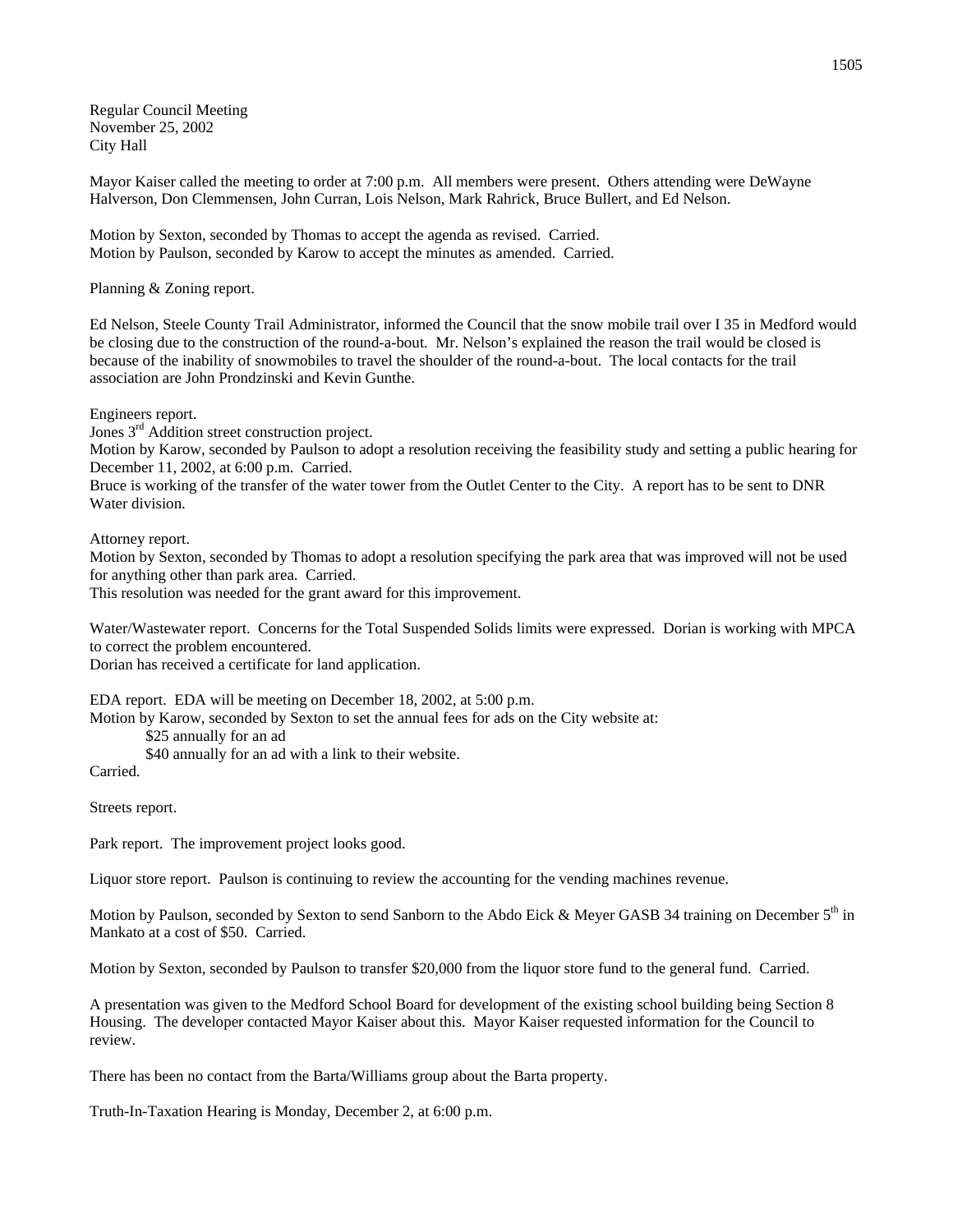Regular Council Meeting
November 25, 2002
City Hall

Mayor Kaiser called the meeting to order at 7:00 p.m. All members were present. Others attending were DeWayne Halverson, Don Clemmensen, John Curran, Lois Nelson, Mark Rahrick, Bruce Bullert, and Ed Nelson.

Motion by Sexton, seconded by Thomas to accept the agenda as revised. Carried.
Motion by Paulson, seconded by Karow to accept the minutes as amended. Carried.

Planning & Zoning report.

Ed Nelson, Steele County Trail Administrator, informed the Council that the snow mobile trail over I 35 in Medford would be closing due to the construction of the round-a-bout. Mr. Nelson's explained the reason the trail would be closed is because of the inability of snowmobiles to travel the shoulder of the round-a-bout. The local contacts for the trail association are John Prondzinski and Kevin Gunthe.

Engineers report.
Jones 3rd Addition street construction project.
Motion by Karow, seconded by Paulson to adopt a resolution receiving the feasibility study and setting a public hearing for December 11, 2002, at 6:00 p.m. Carried.
Bruce is working of the transfer of the water tower from the Outlet Center to the City. A report has to be sent to DNR Water division.

Attorney report.
Motion by Sexton, seconded by Thomas to adopt a resolution specifying the park area that was improved will not be used for anything other than park area. Carried.
This resolution was needed for the grant award for this improvement.

Water/Wastewater report. Concerns for the Total Suspended Solids limits were expressed. Dorian is working with MPCA to correct the problem encountered.
Dorian has received a certificate for land application.

EDA report. EDA will be meeting on December 18, 2002, at 5:00 p.m.
Motion by Karow, seconded by Sexton to set the annual fees for ads on the City website at:

$25 annually for an ad
$40 annually for an ad with a link to their website.

Carried.

Streets report.

Park report. The improvement project looks good.

Liquor store report. Paulson is continuing to review the accounting for the vending machines revenue.

Motion by Paulson, seconded by Sexton to send Sanborn to the Abdo Eick & Meyer GASB 34 training on December 5th in Mankato at a cost of $50. Carried.

Motion by Sexton, seconded by Paulson to transfer $20,000 from the liquor store fund to the general fund. Carried.

A presentation was given to the Medford School Board for development of the existing school building being Section 8 Housing. The developer contacted Mayor Kaiser about this. Mayor Kaiser requested information for the Council to review.

There has been no contact from the Barta/Williams group about the Barta property.

Truth-In-Taxation Hearing is Monday, December 2, at 6:00 p.m.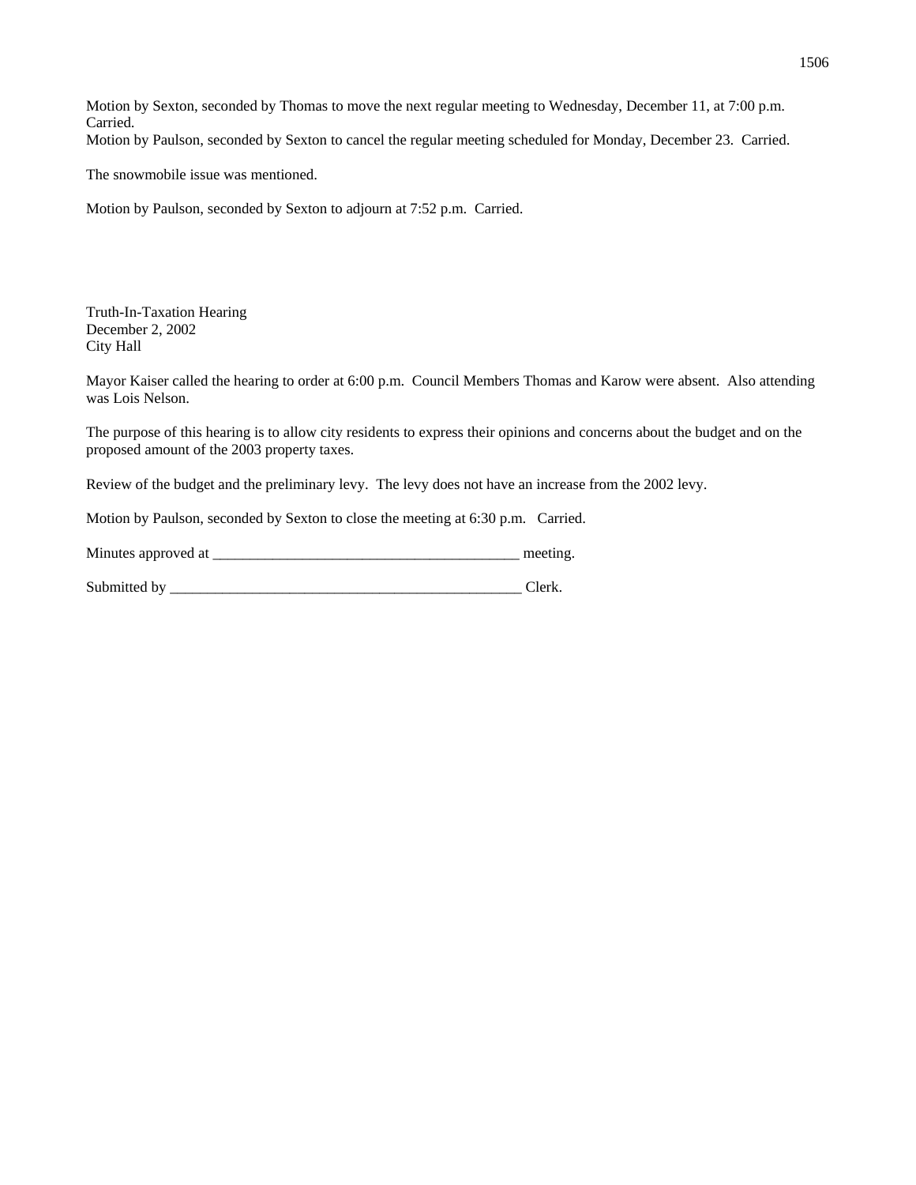Motion by Sexton, seconded by Thomas to move the next regular meeting to Wednesday, December 11, at 7:00 p.m. Carried.
Motion by Paulson, seconded by Sexton to cancel the regular meeting scheduled for Monday, December 23. Carried.

The snowmobile issue was mentioned.

Motion by Paulson, seconded by Sexton to adjourn at 7:52 p.m. Carried.

Truth-In-Taxation Hearing
December 2, 2002
City Hall

Mayor Kaiser called the hearing to order at 6:00 p.m. Council Members Thomas and Karow were absent. Also attending was Lois Nelson.

The purpose of this hearing is to allow city residents to express their opinions and concerns about the budget and on the proposed amount of the 2003 property taxes.

Review of the budget and the preliminary levy. The levy does not have an increase from the 2002 levy.

Motion by Paulson, seconded by Sexton to close the meeting at 6:30 p.m. Carried.

Minutes approved at ________________________________________ meeting.

Submitted by ______________________________________________ Clerk.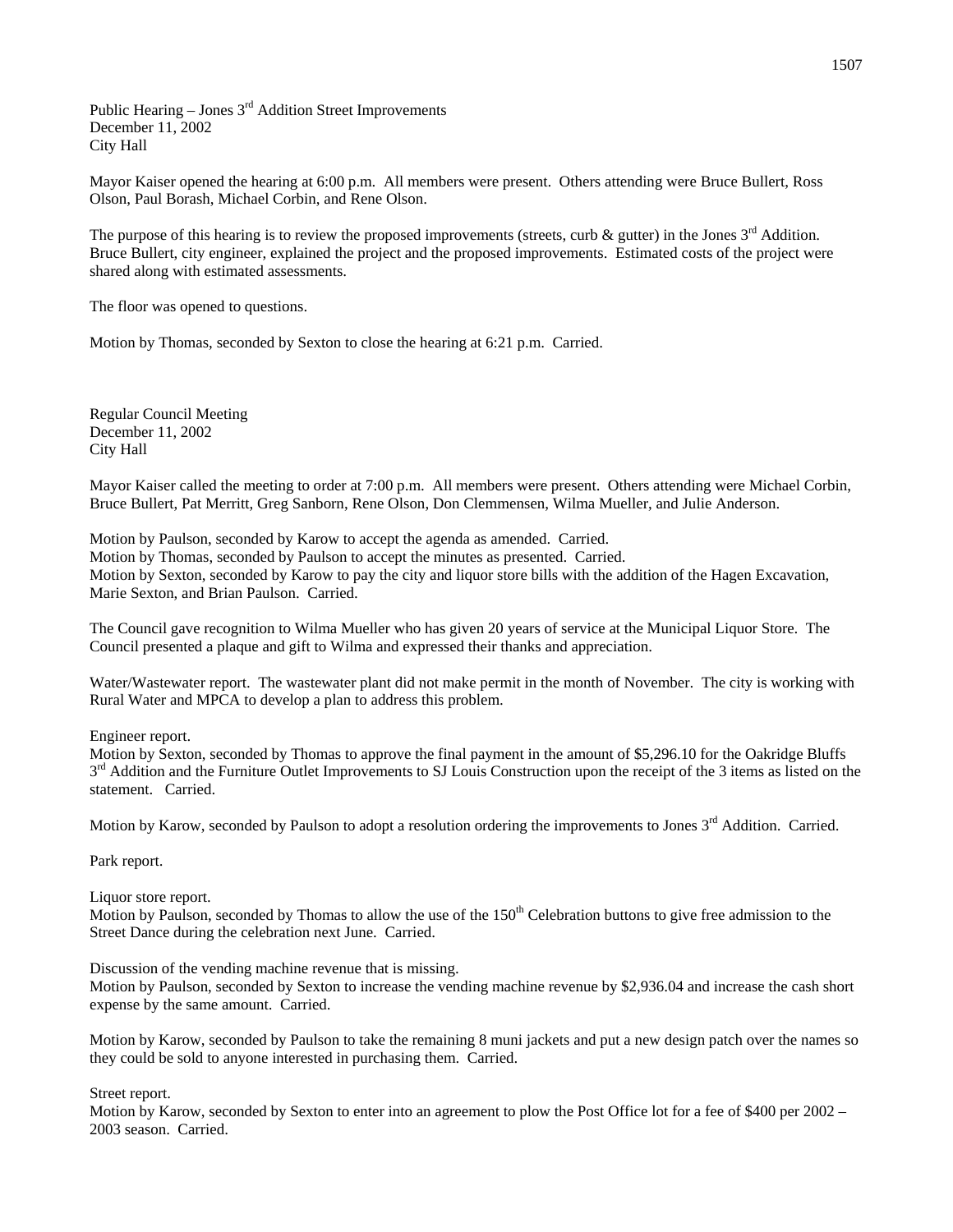Public Hearing – Jones 3rd Addition Street Improvements
December 11, 2002
City Hall

Mayor Kaiser opened the hearing at 6:00 p.m. All members were present. Others attending were Bruce Bullert, Ross Olson, Paul Borash, Michael Corbin, and Rene Olson.

The purpose of this hearing is to review the proposed improvements (streets, curb & gutter) in the Jones 3rd Addition. Bruce Bullert, city engineer, explained the project and the proposed improvements. Estimated costs of the project were shared along with estimated assessments.

The floor was opened to questions.

Motion by Thomas, seconded by Sexton to close the hearing at 6:21 p.m. Carried.

Regular Council Meeting
December 11, 2002
City Hall

Mayor Kaiser called the meeting to order at 7:00 p.m. All members were present. Others attending were Michael Corbin, Bruce Bullert, Pat Merritt, Greg Sanborn, Rene Olson, Don Clemmensen, Wilma Mueller, and Julie Anderson.

Motion by Paulson, seconded by Karow to accept the agenda as amended. Carried.
Motion by Thomas, seconded by Paulson to accept the minutes as presented. Carried.
Motion by Sexton, seconded by Karow to pay the city and liquor store bills with the addition of the Hagen Excavation, Marie Sexton, and Brian Paulson. Carried.

The Council gave recognition to Wilma Mueller who has given 20 years of service at the Municipal Liquor Store. The Council presented a plaque and gift to Wilma and expressed their thanks and appreciation.

Water/Wastewater report. The wastewater plant did not make permit in the month of November. The city is working with Rural Water and MPCA to develop a plan to address this problem.

Engineer report.
Motion by Sexton, seconded by Thomas to approve the final payment in the amount of $5,296.10 for the Oakridge Bluffs 3rd Addition and the Furniture Outlet Improvements to SJ Louis Construction upon the receipt of the 3 items as listed on the statement. Carried.

Motion by Karow, seconded by Paulson to adopt a resolution ordering the improvements to Jones 3rd Addition. Carried.

Park report.

Liquor store report.
Motion by Paulson, seconded by Thomas to allow the use of the 150th Celebration buttons to give free admission to the Street Dance during the celebration next June. Carried.

Discussion of the vending machine revenue that is missing.
Motion by Paulson, seconded by Sexton to increase the vending machine revenue by $2,936.04 and increase the cash short expense by the same amount. Carried.

Motion by Karow, seconded by Paulson to take the remaining 8 muni jackets and put a new design patch over the names so they could be sold to anyone interested in purchasing them. Carried.

Street report.
Motion by Karow, seconded by Sexton to enter into an agreement to plow the Post Office lot for a fee of $400 per 2002 – 2003 season. Carried.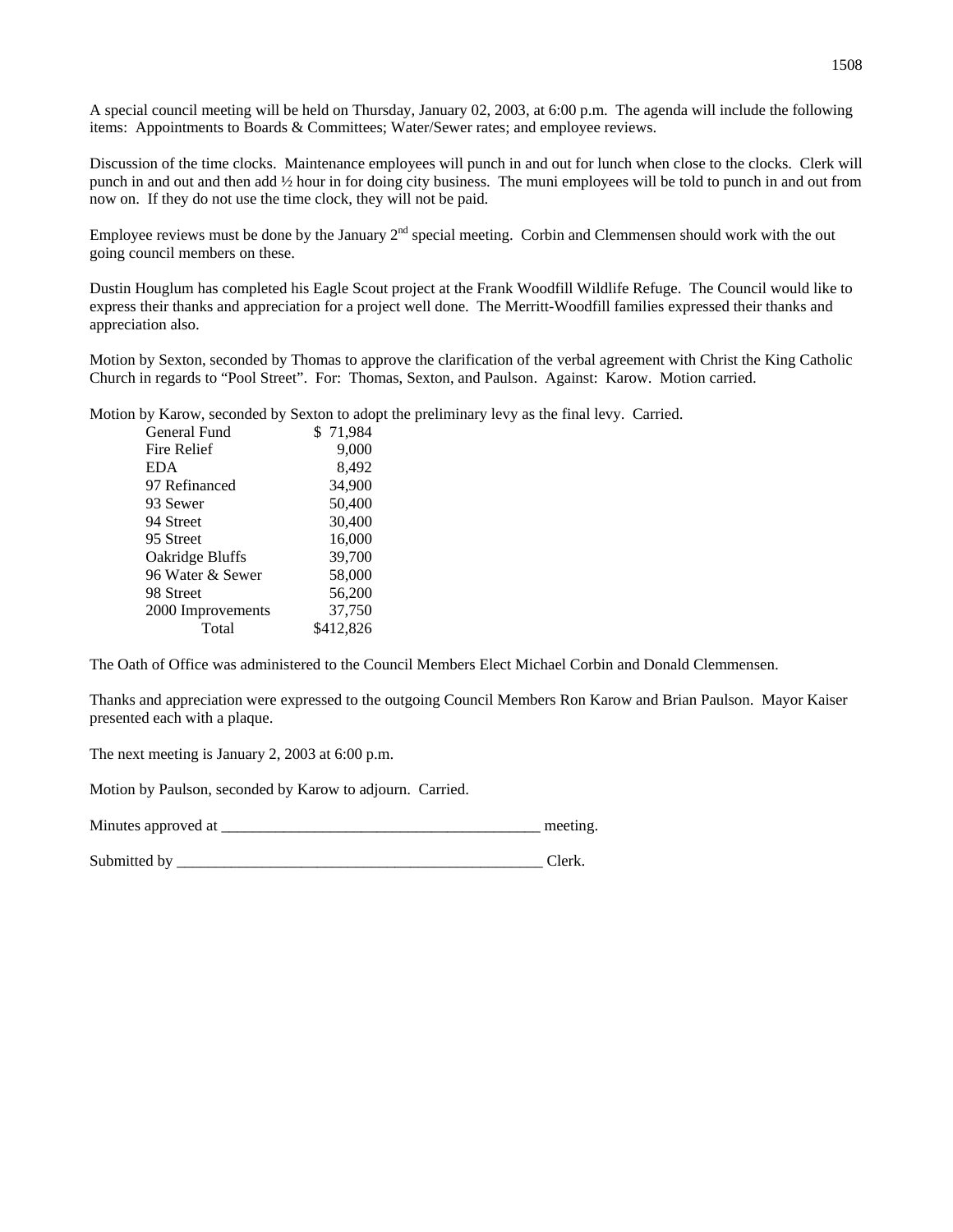A special council meeting will be held on Thursday, January 02, 2003, at 6:00 p.m. The agenda will include the following items: Appointments to Boards & Committees; Water/Sewer rates; and employee reviews.

Discussion of the time clocks. Maintenance employees will punch in and out for lunch when close to the clocks. Clerk will punch in and out and then add ½ hour in for doing city business. The muni employees will be told to punch in and out from now on. If they do not use the time clock, they will not be paid.

Employee reviews must be done by the January 2nd special meeting. Corbin and Clemmensen should work with the out going council members on these.

Dustin Houglum has completed his Eagle Scout project at the Frank Woodfill Wildlife Refuge. The Council would like to express their thanks and appreciation for a project well done. The Merritt-Woodfill families expressed their thanks and appreciation also.

Motion by Sexton, seconded by Thomas to approve the clarification of the verbal agreement with Christ the King Catholic Church in regards to "Pool Street". For: Thomas, Sexton, and Paulson. Against: Karow. Motion carried.

Motion by Karow, seconded by Sexton to adopt the preliminary levy as the final levy. Carried.

| | |
|---|---|
| General Fund | $ 71,984 |
| Fire Relief | 9,000 |
| EDA | 8,492 |
| 97 Refinanced | 34,900 |
| 93 Sewer | 50,400 |
| 94 Street | 30,400 |
| 95 Street | 16,000 |
| Oakridge Bluffs | 39,700 |
| 96 Water & Sewer | 58,000 |
| 98 Street | 56,200 |
| 2000 Improvements | 37,750 |
| Total | $412,826 |

The Oath of Office was administered to the Council Members Elect Michael Corbin and Donald Clemmensen.

Thanks and appreciation were expressed to the outgoing Council Members Ron Karow and Brian Paulson. Mayor Kaiser presented each with a plaque.

The next meeting is January 2, 2003 at 6:00 p.m.

Motion by Paulson, seconded by Karow to adjourn. Carried.

Minutes approved at ________________________________________ meeting.

Submitted by ______________________________________________ Clerk.